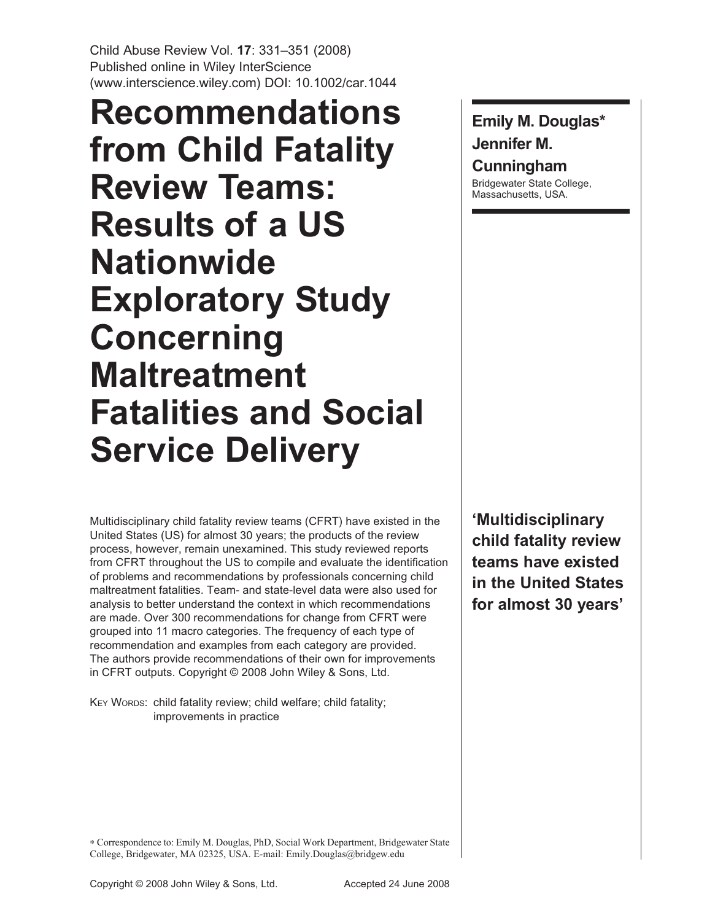Child Abuse Review Vol. **17**: 331–351 (2008)
Published online in Wiley InterScience (www.interscience.wiley.com) DOI: 10.1002/car.1044

# Recommendations from Child Fatality Review Teams: Results of a US Nationwide Exploratory Study Concerning Maltreatment Fatalities and Social Service Delivery

**Emily M. Douglas***
**Jennifer M. Cunningham**

Bridgewater State College, Massachusetts, USA.

Multidisciplinary child fatality review teams (CFRT) have existed in the United States (US) for almost 30 years; the products of the review process, however, remain unexamined. This study reviewed reports from CFRT throughout the US to compile and evaluate the identification of problems and recommendations by professionals concerning child maltreatment fatalities. Team- and state-level data were also used for analysis to better understand the context in which recommendations are made. Over 300 recommendations for change from CFRT were grouped into 11 macro categories. The frequency of each type of recommendation and examples from each category are provided. The authors provide recommendations of their own for improvements in CFRT outputs. Copyright © 2008 John Wiley & Sons, Ltd.

**'Multidisciplinary child fatality review teams have existed in the United States for almost 30 years'**

KEY WORDS: child fatality review; child welfare; child fatality; improvements in practice

\* Correspondence to: Emily M. Douglas, PhD, Social Work Department, Bridgewater State College, Bridgewater, MA 02325, USA. E-mail: Emily.Douglas@bridgew.edu

Copyright © 2008 John Wiley & Sons, Ltd. Accepted 24 June 2008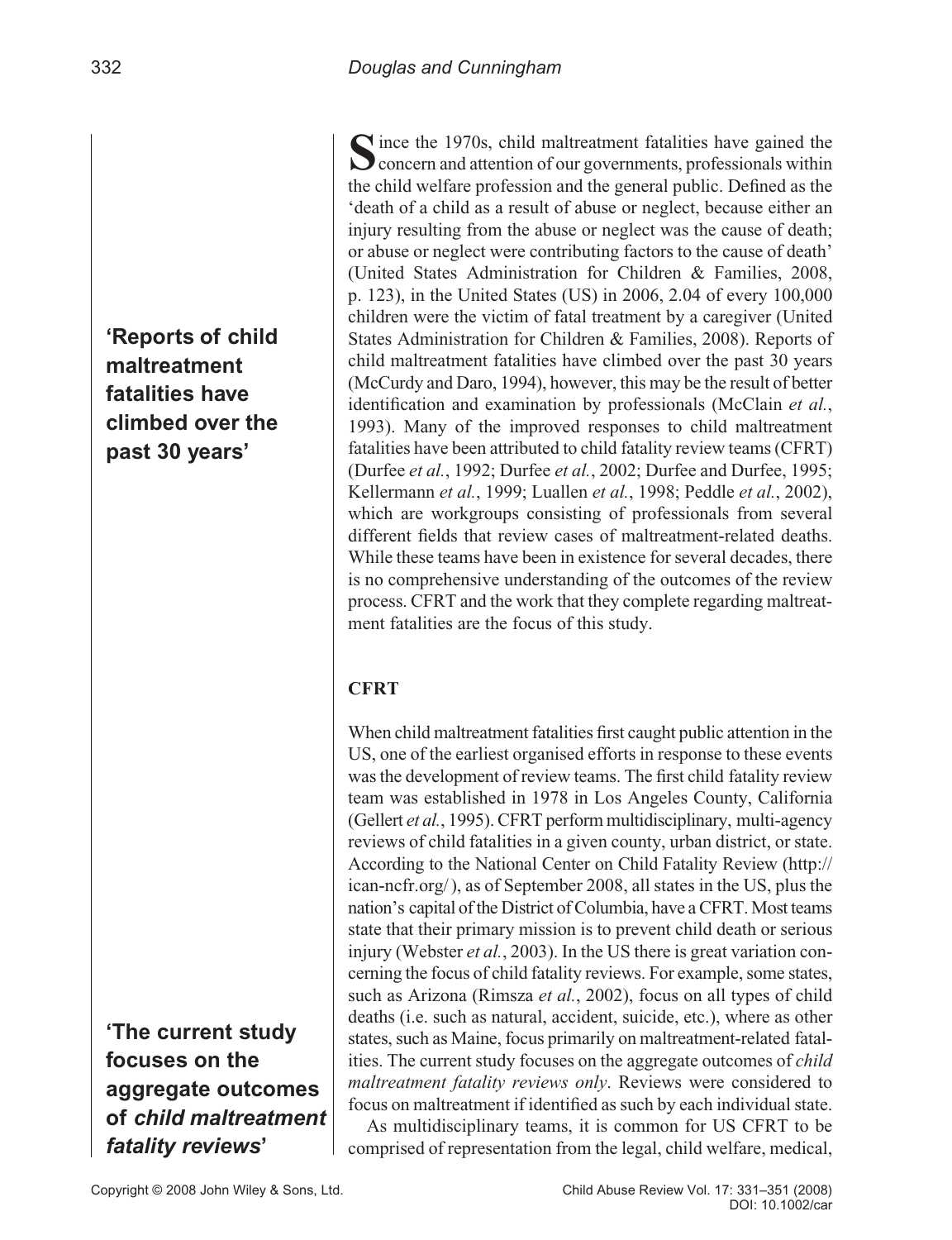Since the 1970s, child maltreatment fatalities have gained the concern and attention of our governments, professionals within the child welfare profession and the general public. Defined as the 'death of a child as a result of abuse or neglect, because either an injury resulting from the abuse or neglect was the cause of death; or abuse or neglect were contributing factors to the cause of death' (United States Administration for Children & Families, 2008, p. 123), in the United States (US) in 2006, 2.04 of every 100,000 children were the victim of fatal treatment by a caregiver (United States Administration for Children & Families, 2008). Reports of child maltreatment fatalities have climbed over the past 30 years (McCurdy and Daro, 1994), however, this may be the result of better identification and examination by professionals (McClain *et al.*, 1993). Many of the improved responses to child maltreatment fatalities have been attributed to child fatality review teams (CFRT) (Durfee *et al.*, 1992; Durfee *et al.*, 2002; Durfee and Durfee, 1995; Kellermann *et al.*, 1999; Luallen *et al.*, 1998; Peddle *et al.*, 2002), which are workgroups consisting of professionals from several different fields that review cases of maltreatment-related deaths. While these teams have been in existence for several decades, there is no comprehensive understanding of the outcomes of the review process. CFRT and the work that they complete regarding maltreatment fatalities are the focus of this study.

**'Reports of child maltreatment fatalities have climbed over the past 30 years'**

## CFRT

When child maltreatment fatalities first caught public attention in the US, one of the earliest organised efforts in response to these events was the development of review teams. The first child fatality review team was established in 1978 in Los Angeles County, California (Gellert *et al.*, 1995). CFRT perform multidisciplinary, multi-agency reviews of child fatalities in a given county, urban district, or state. According to the National Center on Child Fatality Review (http://ican-ncfr.org/), as of September 2008, all states in the US, plus the nation's capital of the District of Columbia, have a CFRT. Most teams state that their primary mission is to prevent child death or serious injury (Webster *et al.*, 2003). In the US there is great variation concerning the focus of child fatality reviews. For example, some states, such as Arizona (Rimsza *et al.*, 2002), focus on all types of child deaths (i.e. such as natural, accident, suicide, etc.), where as other states, such as Maine, focus primarily on maltreatment-related fatalities. The current study focuses on the aggregate outcomes of *child maltreatment fatality reviews only*. Reviews were considered to focus on maltreatment if identified as such by each individual state.

**'The current study focuses on the aggregate outcomes of *child maltreatment fatality reviews*'**

As multidisciplinary teams, it is common for US CFRT to be comprised of representation from the legal, child welfare, medical,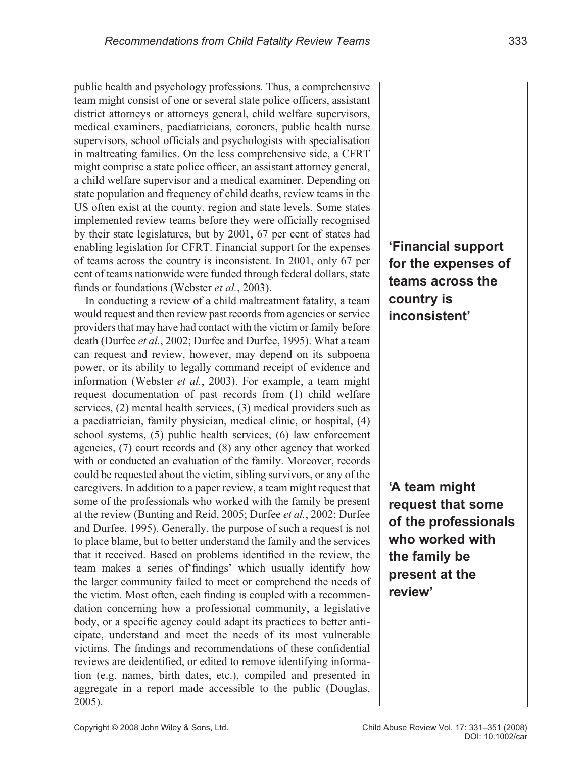public health and psychology professions. Thus, a comprehensive team might consist of one or several state police officers, assistant district attorneys or attorneys general, child welfare supervisors, medical examiners, paediatricians, coroners, public health nurse supervisors, school officials and psychologists with specialisation in maltreating families. On the less comprehensive side, a CFRT might comprise a state police officer, an assistant attorney general, a child welfare supervisor and a medical examiner. Depending on state population and frequency of child deaths, review teams in the US often exist at the county, region and state levels. Some states implemented review teams before they were officially recognised by their state legislatures, but by 2001, 67 per cent of states had enabling legislation for CFRT. Financial support for the expenses of teams across the country is inconsistent. In 2001, only 67 per cent of teams nationwide were funded through federal dollars, state funds or foundations (Webster *et al.*, 2003).

**'Financial support for the expenses of teams across the country is inconsistent'**

In conducting a review of a child maltreatment fatality, a team would request and then review past records from agencies or service providers that may have had contact with the victim or family before death (Durfee *et al.*, 2002; Durfee and Durfee, 1995). What a team can request and review, however, may depend on its subpoena power, or its ability to legally command receipt of evidence and information (Webster *et al.*, 2003). For example, a team might request documentation of past records from (1) child welfare services, (2) mental health services, (3) medical providers such as a paediatrician, family physician, medical clinic, or hospital, (4) school systems, (5) public health services, (6) law enforcement agencies, (7) court records and (8) any other agency that worked with or conducted an evaluation of the family. Moreover, records could be requested about the victim, sibling survivors, or any of the caregivers. In addition to a paper review, a team might request that some of the professionals who worked with the family be present at the review (Bunting and Reid, 2005; Durfee *et al.*, 2002; Durfee and Durfee, 1995). Generally, the purpose of such a request is not to place blame, but to better understand the family and the services that it received. Based on problems identified in the review, the team makes a series of'findings' which usually identify how the larger community failed to meet or comprehend the needs of the victim. Most often, each finding is coupled with a recommendation concerning how a professional community, a legislative body, or a specific agency could adapt its practices to better anticipate, understand and meet the needs of its most vulnerable victims. The findings and recommendations of these confidential reviews are deidentified, or edited to remove identifying information (e.g. names, birth dates, etc.), compiled and presented in aggregate in a report made accessible to the public (Douglas, 2005).

**'A team might request that some of the professionals who worked with the family be present at the review'**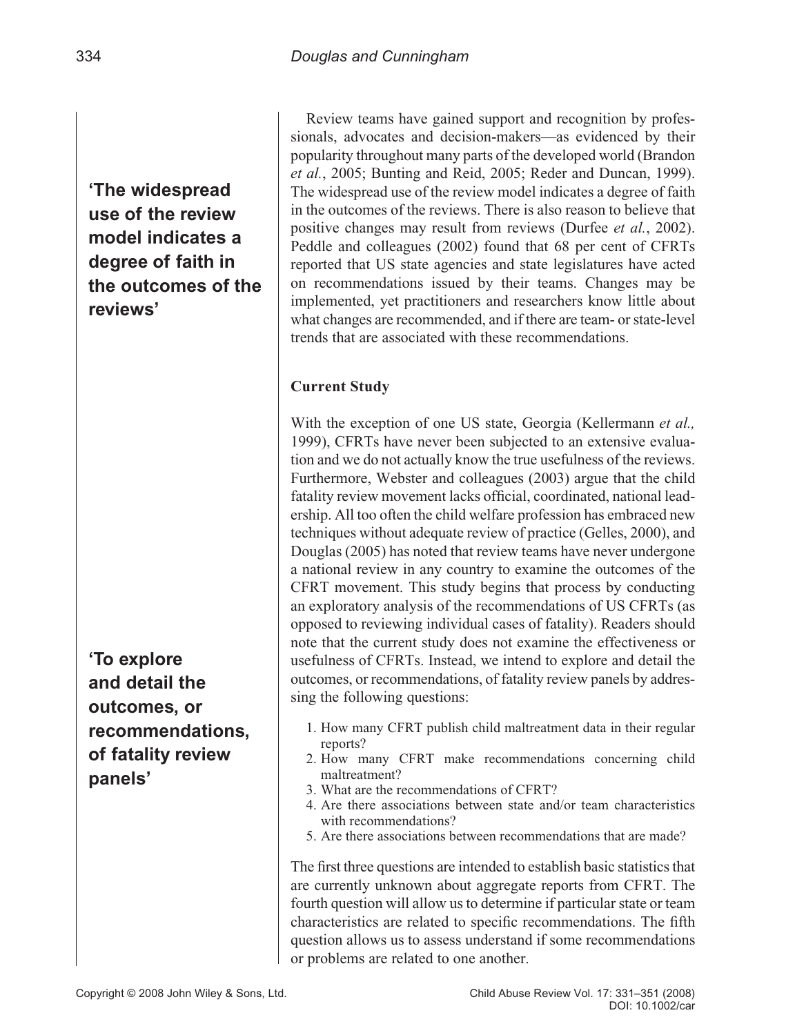> 'The widespread use of the review model indicates a degree of faith in the outcomes of the reviews'

Review teams have gained support and recognition by professionals, advocates and decision-makers—as evidenced by their popularity throughout many parts of the developed world (Brandon *et al.*, 2005; Bunting and Reid, 2005; Reder and Duncan, 1999). The widespread use of the review model indicates a degree of faith in the outcomes of the reviews. There is also reason to believe that positive changes may result from reviews (Durfee *et al.*, 2002). Peddle and colleagues (2002) found that 68 per cent of CFRTs reported that US state agencies and state legislatures have acted on recommendations issued by their teams. Changes may be implemented, yet practitioners and researchers know little about what changes are recommended, and if there are team- or state-level trends that are associated with these recommendations.

### Current Study

With the exception of one US state, Georgia (Kellermann *et al.,* 1999), CFRTs have never been subjected to an extensive evaluation and we do not actually know the true usefulness of the reviews. Furthermore, Webster and colleagues (2003) argue that the child fatality review movement lacks official, coordinated, national leadership. All too often the child welfare profession has embraced new techniques without adequate review of practice (Gelles, 2000), and Douglas (2005) has noted that review teams have never undergone a national review in any country to examine the outcomes of the CFRT movement. This study begins that process by conducting an exploratory analysis of the recommendations of US CFRTs (as opposed to reviewing individual cases of fatality). Readers should note that the current study does not examine the effectiveness or usefulness of CFRTs. Instead, we intend to explore and detail the outcomes, or recommendations, of fatality review panels by addressing the following questions:

> 'To explore and detail the outcomes, or recommendations, of fatality review panels'

1. How many CFRT publish child maltreatment data in their regular reports?
2. How many CFRT make recommendations concerning child maltreatment?
3. What are the recommendations of CFRT?
4. Are there associations between state and/or team characteristics with recommendations?
5. Are there associations between recommendations that are made?

The first three questions are intended to establish basic statistics that are currently unknown about aggregate reports from CFRT. The fourth question will allow us to determine if particular state or team characteristics are related to specific recommendations. The fifth question allows us to assess understand if some recommendations or problems are related to one another.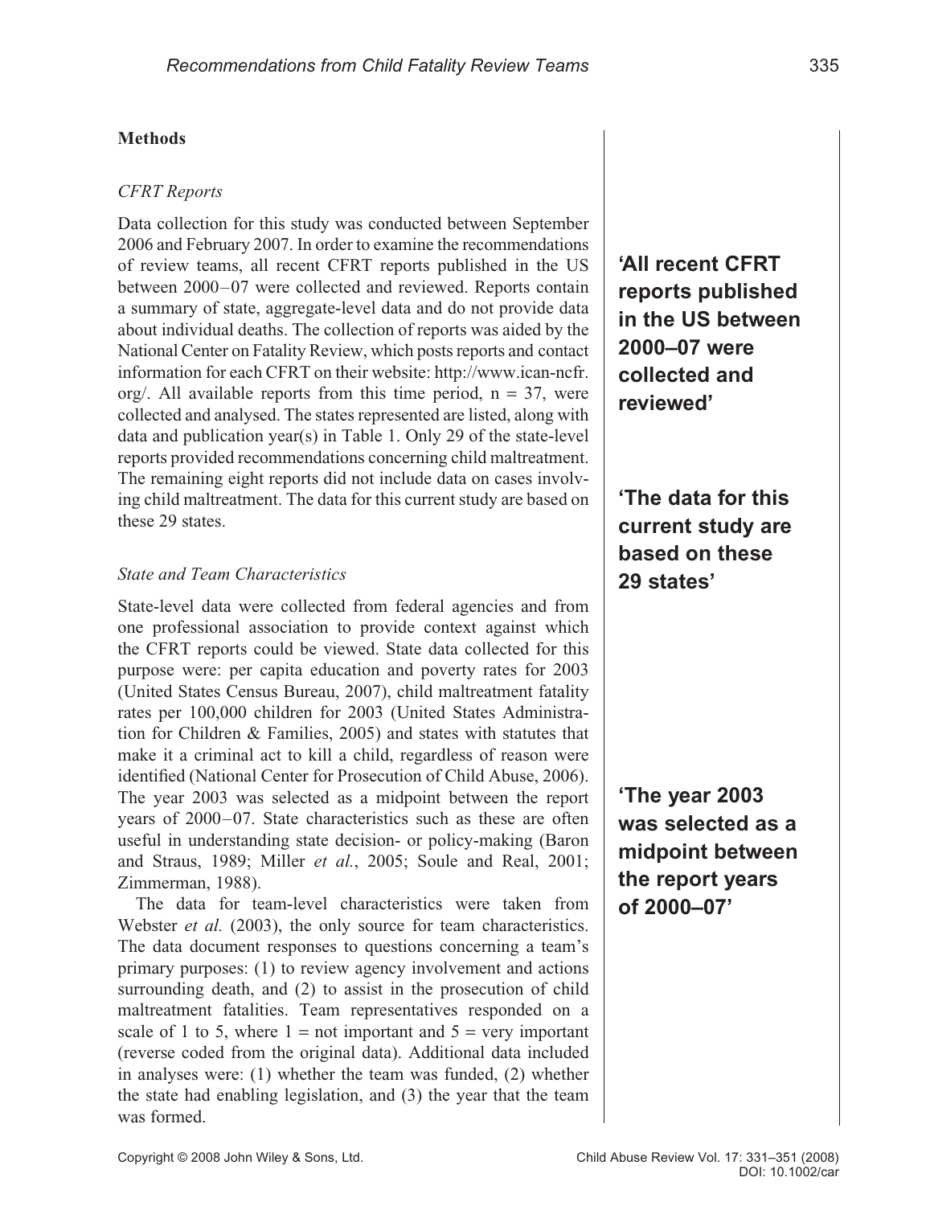## Methods

### *CFRT Reports*

Data collection for this study was conducted between September 2006 and February 2007. In order to examine the recommendations of review teams, all recent CFRT reports published in the US between 2000–07 were collected and reviewed. Reports contain a summary of state, aggregate-level data and do not provide data about individual deaths. The collection of reports was aided by the National Center on Fatality Review, which posts reports and contact information for each CFRT on their website: http://www.ican-ncfr.org/. All available reports from this time period, n = 37, were collected and analysed. The states represented are listed, along with data and publication year(s) in Table 1. Only 29 of the state-level reports provided recommendations concerning child maltreatment. The remaining eight reports did not include data on cases involving child maltreatment. The data for this current study are based on these 29 states.

**'All recent CFRT reports published in the US between 2000–07 were collected and reviewed'**

**'The data for this current study are based on these 29 states'**

### *State and Team Characteristics*

State-level data were collected from federal agencies and from one professional association to provide context against which the CFRT reports could be viewed. State data collected for this purpose were: per capita education and poverty rates for 2003 (United States Census Bureau, 2007), child maltreatment fatality rates per 100,000 children for 2003 (United States Administration for Children & Families, 2005) and states with statutes that make it a criminal act to kill a child, regardless of reason were identified (National Center for Prosecution of Child Abuse, 2006). The year 2003 was selected as a midpoint between the report years of 2000–07. State characteristics such as these are often useful in understanding state decision- or policy-making (Baron and Straus, 1989; Miller *et al.*, 2005; Soule and Real, 2001; Zimmerman, 1988).

**'The year 2003 was selected as a midpoint between the report years of 2000–07'**

The data for team-level characteristics were taken from Webster *et al.* (2003), the only source for team characteristics. The data document responses to questions concerning a team's primary purposes: (1) to review agency involvement and actions surrounding death, and (2) to assist in the prosecution of child maltreatment fatalities. Team representatives responded on a scale of 1 to 5, where 1 = not important and 5 = very important (reverse coded from the original data). Additional data included in analyses were: (1) whether the team was funded, (2) whether the state had enabling legislation, and (3) the year that the team was formed.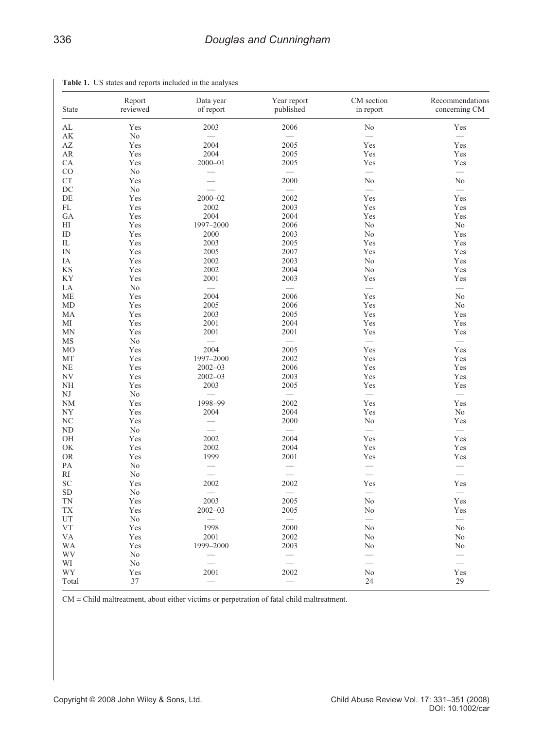**Table 1.** US states and reports included in the analyses

| State | Report reviewed | Data year of report | Year report published | CM section in report | Recommendations concerning CM |
|---|---|---|---|---|---|
| AL | Yes | 2003 | 2006 | No | Yes |
| AK | No | — | — | — | — |
| AZ | Yes | 2004 | 2005 | Yes | Yes |
| AR | Yes | 2004 | 2005 | Yes | Yes |
| CA | Yes | 2000–01 | 2005 | Yes | Yes |
| CO | No | — | — | — | — |
| CT | Yes | — | 2000 | No | No |
| DC | No | — | — | — | — |
| DE | Yes | 2000–02 | 2002 | Yes | Yes |
| FL | Yes | 2002 | 2003 | Yes | Yes |
| GA | Yes | 2004 | 2004 | Yes | Yes |
| HI | Yes | 1997–2000 | 2006 | No | No |
| ID | Yes | 2000 | 2003 | No | Yes |
| IL | Yes | 2003 | 2005 | Yes | Yes |
| IN | Yes | 2005 | 2007 | Yes | Yes |
| IA | Yes | 2002 | 2003 | No | Yes |
| KS | Yes | 2002 | 2004 | No | Yes |
| KY | Yes | 2001 | 2003 | Yes | Yes |
| LA | No | — | — | — | — |
| ME | Yes | 2004 | 2006 | Yes | No |
| MD | Yes | 2005 | 2006 | Yes | No |
| MA | Yes | 2003 | 2005 | Yes | Yes |
| MI | Yes | 2001 | 2004 | Yes | Yes |
| MN | Yes | 2001 | 2001 | Yes | Yes |
| MS | No | — | — | — | — |
| MO | Yes | 2004 | 2005 | Yes | Yes |
| MT | Yes | 1997–2000 | 2002 | Yes | Yes |
| NE | Yes | 2002–03 | 2006 | Yes | Yes |
| NV | Yes | 2002–03 | 2003 | Yes | Yes |
| NH | Yes | 2003 | 2005 | Yes | Yes |
| NJ | No | — | — | — | — |
| NM | Yes | 1998–99 | 2002 | Yes | Yes |
| NY | Yes | 2004 | 2004 | Yes | No |
| NC | Yes | — | 2000 | No | Yes |
| ND | No | — | — | — | — |
| OH | Yes | 2002 | 2004 | Yes | Yes |
| OK | Yes | 2002 | 2004 | Yes | Yes |
| OR | Yes | 1999 | 2001 | Yes | Yes |
| PA | No | — | — | — | — |
| RI | No | — | — | — | — |
| SC | Yes | 2002 | 2002 | Yes | Yes |
| SD | No | — | — | — | — |
| TN | Yes | 2003 | 2005 | No | Yes |
| TX | Yes | 2002–03 | 2005 | No | Yes |
| UT | No | — | — | — | — |
| VT | Yes | 1998 | 2000 | No | No |
| VA | Yes | 2001 | 2002 | No | No |
| WA | Yes | 1999–2000 | 2003 | No | No |
| WV | No | — | — | — | — |
| WI | No | — | — | — | — |
| WY | Yes | 2001 | 2002 | No | Yes |
| Total | 37 | — | — | 24 | 29 |

CM = Child maltreatment, about either victims or perpetration of fatal child maltreatment.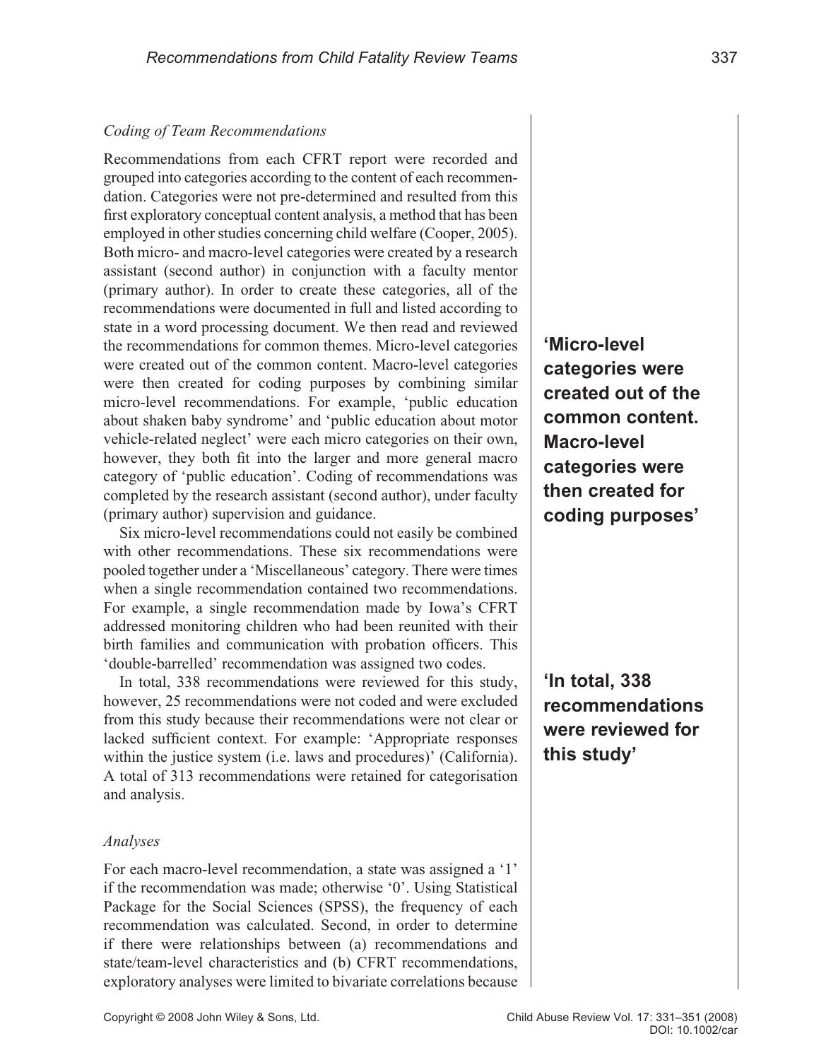### *Coding of Team Recommendations*

Recommendations from each CFRT report were recorded and grouped into categories according to the content of each recommendation. Categories were not pre-determined and resulted from this first exploratory conceptual content analysis, a method that has been employed in other studies concerning child welfare (Cooper, 2005). Both micro- and macro-level categories were created by a research assistant (second author) in conjunction with a faculty mentor (primary author). In order to create these categories, all of the recommendations were documented in full and listed according to state in a word processing document. We then read and reviewed the recommendations for common themes. Micro-level categories were created out of the common content. Macro-level categories were then created for coding purposes by combining similar micro-level recommendations. For example, 'public education about shaken baby syndrome' and 'public education about motor vehicle-related neglect' were each micro categories on their own, however, they both fit into the larger and more general macro category of 'public education'. Coding of recommendations was completed by the research assistant (second author), under faculty (primary author) supervision and guidance.

**'Micro-level categories were created out of the common content. Macro-level categories were then created for coding purposes'**

Six micro-level recommendations could not easily be combined with other recommendations. These six recommendations were pooled together under a 'Miscellaneous' category. There were times when a single recommendation contained two recommendations. For example, a single recommendation made by Iowa's CFRT addressed monitoring children who had been reunited with their birth families and communication with probation officers. This 'double-barrelled' recommendation was assigned two codes.

In total, 338 recommendations were reviewed for this study, however, 25 recommendations were not coded and were excluded from this study because their recommendations were not clear or lacked sufficient context. For example: 'Appropriate responses within the justice system (i.e. laws and procedures)' (California). A total of 313 recommendations were retained for categorisation and analysis.

**'In total, 338 recommendations were reviewed for this study'**

### *Analyses*

For each macro-level recommendation, a state was assigned a '1' if the recommendation was made; otherwise '0'. Using Statistical Package for the Social Sciences (SPSS), the frequency of each recommendation was calculated. Second, in order to determine if there were relationships between (a) recommendations and state/team-level characteristics and (b) CFRT recommendations, exploratory analyses were limited to bivariate correlations because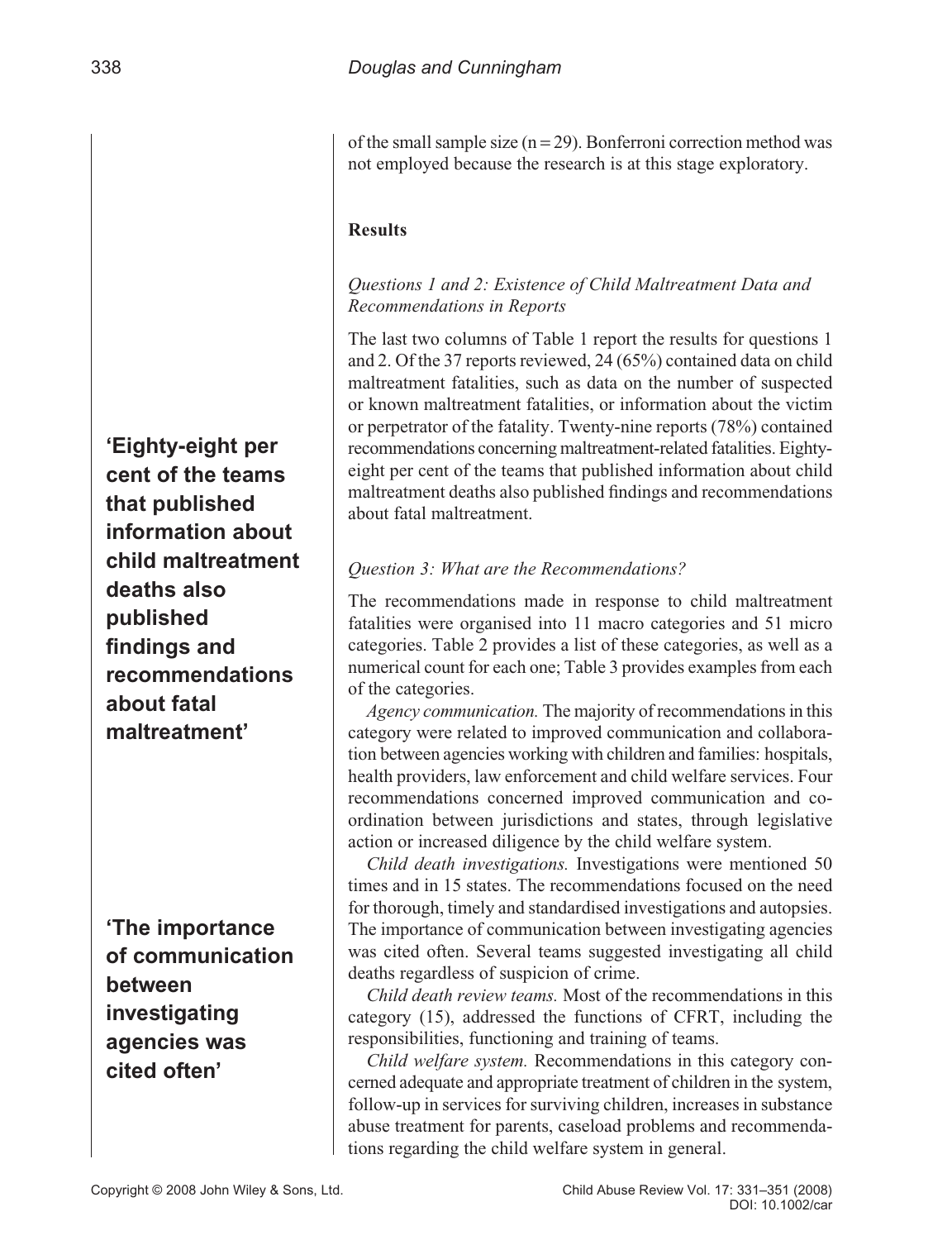of the small sample size (n = 29). Bonferroni correction method was not employed because the research is at this stage exploratory.

## Results

### *Questions 1 and 2: Existence of Child Maltreatment Data and Recommendations in Reports*

The last two columns of Table 1 report the results for questions 1 and 2. Of the 37 reports reviewed, 24 (65%) contained data on child maltreatment fatalities, such as data on the number of suspected or known maltreatment fatalities, or information about the victim or perpetrator of the fatality. Twenty-nine reports (78%) contained recommendations concerning maltreatment-related fatalities. Eighty-eight per cent of the teams that published information about child maltreatment deaths also published findings and recommendations about fatal maltreatment.

**'Eighty-eight per cent of the teams that published information about child maltreatment deaths also published findings and recommendations about fatal maltreatment'**

### *Question 3: What are the Recommendations?*

The recommendations made in response to child maltreatment fatalities were organised into 11 macro categories and 51 micro categories. Table 2 provides a list of these categories, as well as a numerical count for each one; Table 3 provides examples from each of the categories.

*Agency communication.* The majority of recommendations in this category were related to improved communication and collaboration between agencies working with children and families: hospitals, health providers, law enforcement and child welfare services. Four recommendations concerned improved communication and co-ordination between jurisdictions and states, through legislative action or increased diligence by the child welfare system.

*Child death investigations.* Investigations were mentioned 50 times and in 15 states. The recommendations focused on the need for thorough, timely and standardised investigations and autopsies. The importance of communication between investigating agencies was cited often. Several teams suggested investigating all child deaths regardless of suspicion of crime.

**'The importance of communication between investigating agencies was cited often'**

*Child death review teams.* Most of the recommendations in this category (15), addressed the functions of CFRT, including the responsibilities, functioning and training of teams.

*Child welfare system.* Recommendations in this category concerned adequate and appropriate treatment of children in the system, follow-up in services for surviving children, increases in substance abuse treatment for parents, caseload problems and recommendations regarding the child welfare system in general.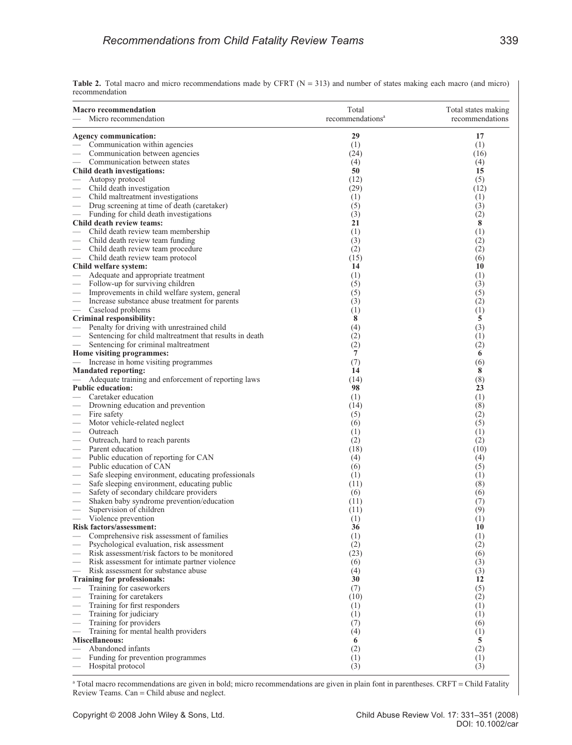**Table 2.** Total macro and micro recommendations made by CFRT (N = 313) and number of states making each macro (and micro) recommendation

| Macro recommendation<br>— Micro recommendation | Total recommendations[a] | Total states making recommendations |
|---|---|---|
| **Agency communication:** | **29** | **17** |
| — Communication within agencies | (1) | (1) |
| — Communication between agencies | (24) | (16) |
| — Communication between states | (4) | (4) |
| **Child death investigations:** | **50** | **15** |
| — Autopsy protocol | (12) | (5) |
| — Child death investigation | (29) | (12) |
| — Child maltreatment investigations | (1) | (1) |
| — Drug screening at time of death (caretaker) | (5) | (3) |
| — Funding for child death investigations | (3) | (2) |
| **Child death review teams:** | **21** | **8** |
| — Child death review team membership | (1) | (1) |
| — Child death review team funding | (3) | (2) |
| — Child death review team procedure | (2) | (2) |
| — Child death review team protocol | (15) | (6) |
| **Child welfare system:** | **14** | **10** |
| — Adequate and appropriate treatment | (1) | (1) |
| — Follow-up for surviving children | (5) | (3) |
| — Improvements in child welfare system, general | (5) | (5) |
| — Increase substance abuse treatment for parents | (3) | (2) |
| — Caseload problems | (1) | (1) |
| **Criminal responsibility:** | **8** | **5** |
| — Penalty for driving with unrestrained child | (4) | (3) |
| — Sentencing for child maltreatment that results in death | (2) | (1) |
| — Sentencing for criminal maltreatment | (2) | (2) |
| **Home visiting programmes:** | **7** | **6** |
| — Increase in home visiting programmes | (7) | (6) |
| **Mandated reporting:** | **14** | **8** |
| — Adequate training and enforcement of reporting laws | (14) | (8) |
| **Public education:** | **98** | **23** |
| — Caretaker education | (1) | (1) |
| — Drowning education and prevention | (14) | (8) |
| — Fire safety | (5) | (2) |
| — Motor vehicle-related neglect | (6) | (5) |
| — Outreach | (1) | (1) |
| — Outreach, hard to reach parents | (2) | (2) |
| — Parent education | (18) | (10) |
| — Public education of reporting for CAN | (4) | (4) |
| — Public education of CAN | (6) | (5) |
| — Safe sleeping environment, educating professionals | (1) | (1) |
| — Safe sleeping environment, educating public | (11) | (8) |
| — Safety of secondary childcare providers | (6) | (6) |
| — Shaken baby syndrome prevention/education | (11) | (7) |
| — Supervision of children | (11) | (9) |
| — Violence prevention | (1) | (1) |
| **Risk factors/assessment:** | **36** | **10** |
| — Comprehensive risk assessment of families | (1) | (1) |
| — Psychological evaluation, risk assessment | (2) | (2) |
| — Risk assessment/risk factors to be monitored | (23) | (6) |
| — Risk assessment for intimate partner violence | (6) | (3) |
| — Risk assessment for substance abuse | (4) | (3) |
| **Training for professionals:** | **30** | **12** |
| — Training for caseworkers | (7) | (5) |
| — Training for caretakers | (10) | (2) |
| — Training for first responders | (1) | (1) |
| — Training for judiciary | (1) | (1) |
| — Training for providers | (7) | (6) |
| — Training for mental health providers | (4) | (1) |
| **Miscellaneous:** | **6** | **5** |
| — Abandoned infants | (2) | (2) |
| — Funding for prevention programmes | (1) | (1) |
| — Hospital protocol | (3) | (3) |

[a] Total macro recommendations are given in bold; micro recommendations are given in plain font in parentheses. CRFT = Child Fatality Review Teams. Can = Child abuse and neglect.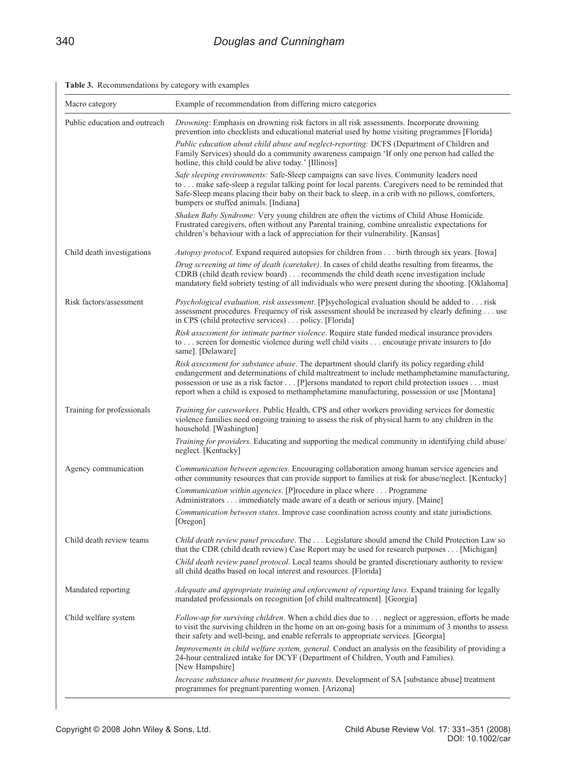**Table 3.** Recommendations by category with examples

| Macro category | Example of recommendation from differing micro categories |
|---|---|
| Public education and outreach | *Drowning*: Emphasis on drowning risk factors in all risk assessments. Incorporate drowning prevention into checklists and educational material used by home visiting programmes [Florida] |
| | *Public education about child abuse and neglect-reporting:* DCFS (Department of Children and Family Services) should do a community awareness campaign 'If only one person had called the hotline, this child could be alive today.' [Illinois] |
| | *Safe sleeping environments:* Safe-Sleep campaigns can save lives. Community leaders need to . . . make safe-sleep a regular talking point for local parents. Caregivers need to be reminded that Safe-Sleep means placing their baby on their back to sleep, in a crib with no pillows, comforters, bumpers or stuffed animals. [Indiana] |
| | *Shaken Baby Syndrome:* Very young children are often the victims of Child Abuse Homicide. Frustrated caregivers, often without any Parental training, combine unrealistic expectations for children's behaviour with a lack of appreciation for their vulnerability. [Kansas] |
| Child death investigations | *Autopsy protocol.* Expand required autopsies for children from . . . birth through six years. [Iowa] |
| | *Drug screening at time of death (caretaker)*. In cases of child deaths resulting from firearms, the CDRB (child death review board) . . . recommends the child death scene investigation include mandatory field sobriety testing of all individuals who were present during the shooting. [Oklahoma] |
| Risk factors/assessment | *Psychological evaluation, risk assessment*. [P]sychological evaluation should be added to . . . risk assessment procedures. Frequency of risk assessment should be increased by clearly defining . . . use in CPS (child protective services) . . . policy. [Florida] |
| | *Risk assessment for intimate partner violence*. Require state funded medical insurance providers to . . . screen for domestic violence during well child visits . . . encourage private insurers to [do same]. [Delaware] |
| | *Risk assessment for substance abuse*. The department should clarify its policy regarding child endangerment and determinations of child maltreatment to include methamphetamine manufacturing, possession or use as a risk factor . . . [P]ersons mandated to report child protection issues . . . must report when a child is exposed to methamphetamine manufacturing, possession or use [Montana] |
| Training for professionals | *Training for caseworkers*. Public Health, CPS and other workers providing services for domestic violence families need ongoing training to assess the risk of physical harm to any children in the household. [Washington] |
| | *Training for providers*. Educating and supporting the medical community in identifying child abuse/neglect. [Kentucky] |
| Agency communication | *Communication between agencies*. Encouraging collaboration among human service agencies and other community resources that can provide support to families at risk for abuse/neglect. [Kentucky] |
| | *Communication within agencies*. [P]rocedure in place where . . . Programme Administrators . . . immediately made aware of a death or serious injury. [Maine] |
| | *Communication between states*. Improve case coordination across county and state jurisdictions. [Oregon] |
| Child death review teams | *Child death review panel procedure*. The . . . Legislature should amend the Child Protection Law so that the CDR (child death review) Case Report may be used for research purposes . . . [Michigan] |
| | *Child death review panel protocol*. Local teams should be granted discretionary authority to review all child deaths based on local interest and resources. [Florida] |
| Mandated reporting | *Adequate and appropriate training and enforcement of reporting laws.* Expand training for legally mandated professionals on recognition [of child maltreatment]. [Georgia] |
| Child welfare system | *Follow-up for surviving children*. When a child dies due to . . . neglect or aggression, efforts be made to visit the surviving children in the home on an on-going basis for a minimum of 3 months to assess their safety and well-being, and enable referrals to appropriate services. [Georgia] |
| | *Improvements in child welfare system, general*. Conduct an analysis on the feasibility of providing a 24-hour centralized intake for DCYF (Department of Children, Youth and Families). [New Hampshire] |
| | *Increase substance abuse treatment for parents*. Development of SA [substance abuse] treatment programmes for pregnant/parenting women. [Arizona] |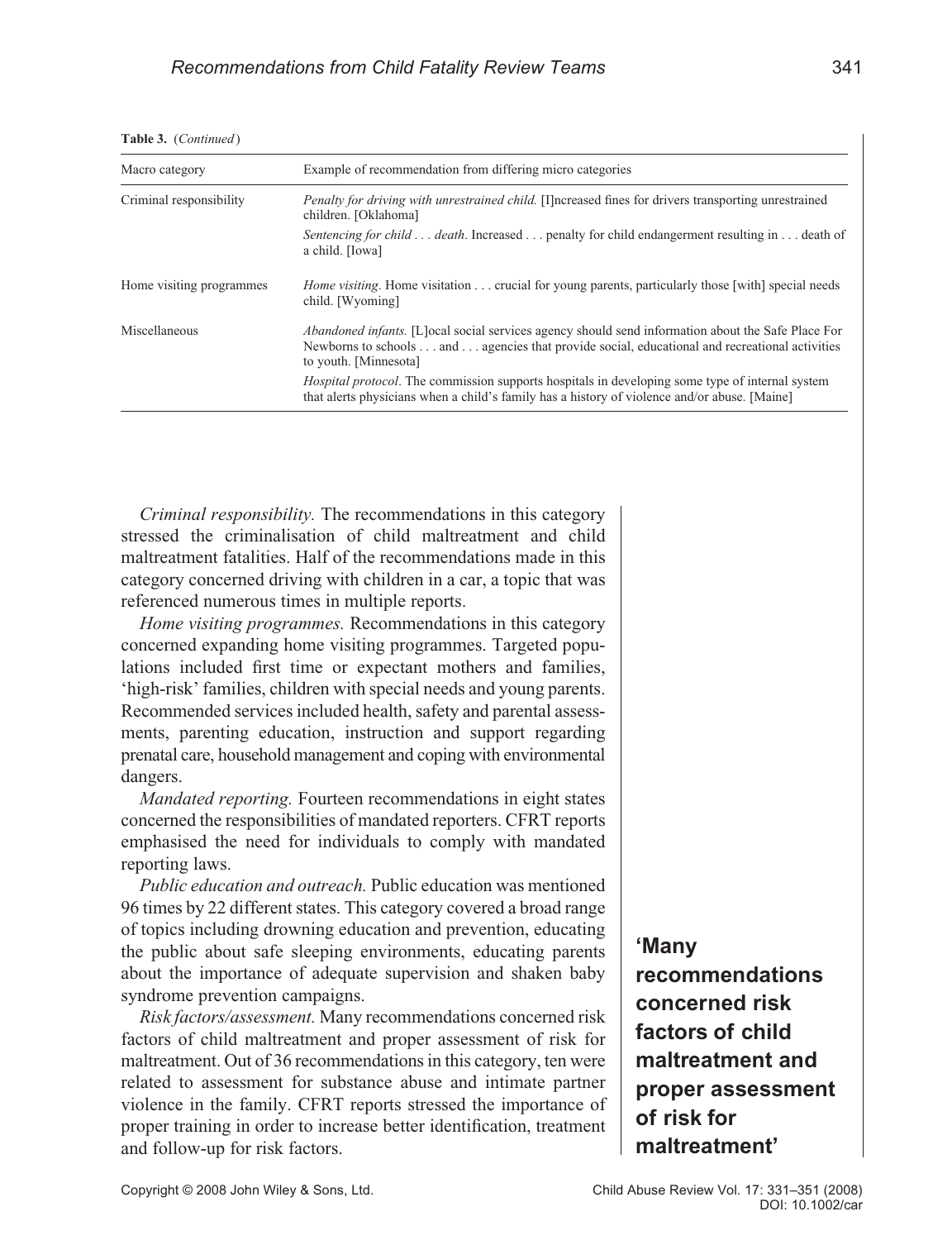**Table 3.** (*Continued*)

| Macro category | Example of recommendation from differing micro categories |
|---|---|
| Criminal responsibility | *Penalty for driving with unrestrained child.* [I]ncreased fines for drivers transporting unrestrained children. [Oklahoma] |
| | *Sentencing for child . . . death*. Increased . . . penalty for child endangerment resulting in . . . death of a child. [Iowa] |
| Home visiting programmes | *Home visiting*. Home visitation . . . crucial for young parents, particularly those [with] special needs child. [Wyoming] |
| Miscellaneous | *Abandoned infants.* [L]ocal social services agency should send information about the Safe Place For Newborns to schools . . . and . . . agencies that provide social, educational and recreational activities to youth. [Minnesota] |
| | *Hospital protocol*. The commission supports hospitals in developing some type of internal system that alerts physicians when a child's family has a history of violence and/or abuse. [Maine] |

*Criminal responsibility.* The recommendations in this category stressed the criminalisation of child maltreatment and child maltreatment fatalities. Half of the recommendations made in this category concerned driving with children in a car, a topic that was referenced numerous times in multiple reports.

*Home visiting programmes.* Recommendations in this category concerned expanding home visiting programmes. Targeted populations included first time or expectant mothers and families, 'high-risk' families, children with special needs and young parents. Recommended services included health, safety and parental assessments, parenting education, instruction and support regarding prenatal care, household management and coping with environmental dangers.

*Mandated reporting.* Fourteen recommendations in eight states concerned the responsibilities of mandated reporters. CFRT reports emphasised the need for individuals to comply with mandated reporting laws.

*Public education and outreach.* Public education was mentioned 96 times by 22 different states. This category covered a broad range of topics including drowning education and prevention, educating the public about safe sleeping environments, educating parents about the importance of adequate supervision and shaken baby syndrome prevention campaigns.

*Risk factors/assessment.* Many recommendations concerned risk factors of child maltreatment and proper assessment of risk for maltreatment. Out of 36 recommendations in this category, ten were related to assessment for substance abuse and intimate partner violence in the family. CFRT reports stressed the importance of proper training in order to increase better identification, treatment and follow-up for risk factors.

**'Many recommendations concerned risk factors of child maltreatment and proper assessment of risk for maltreatment'**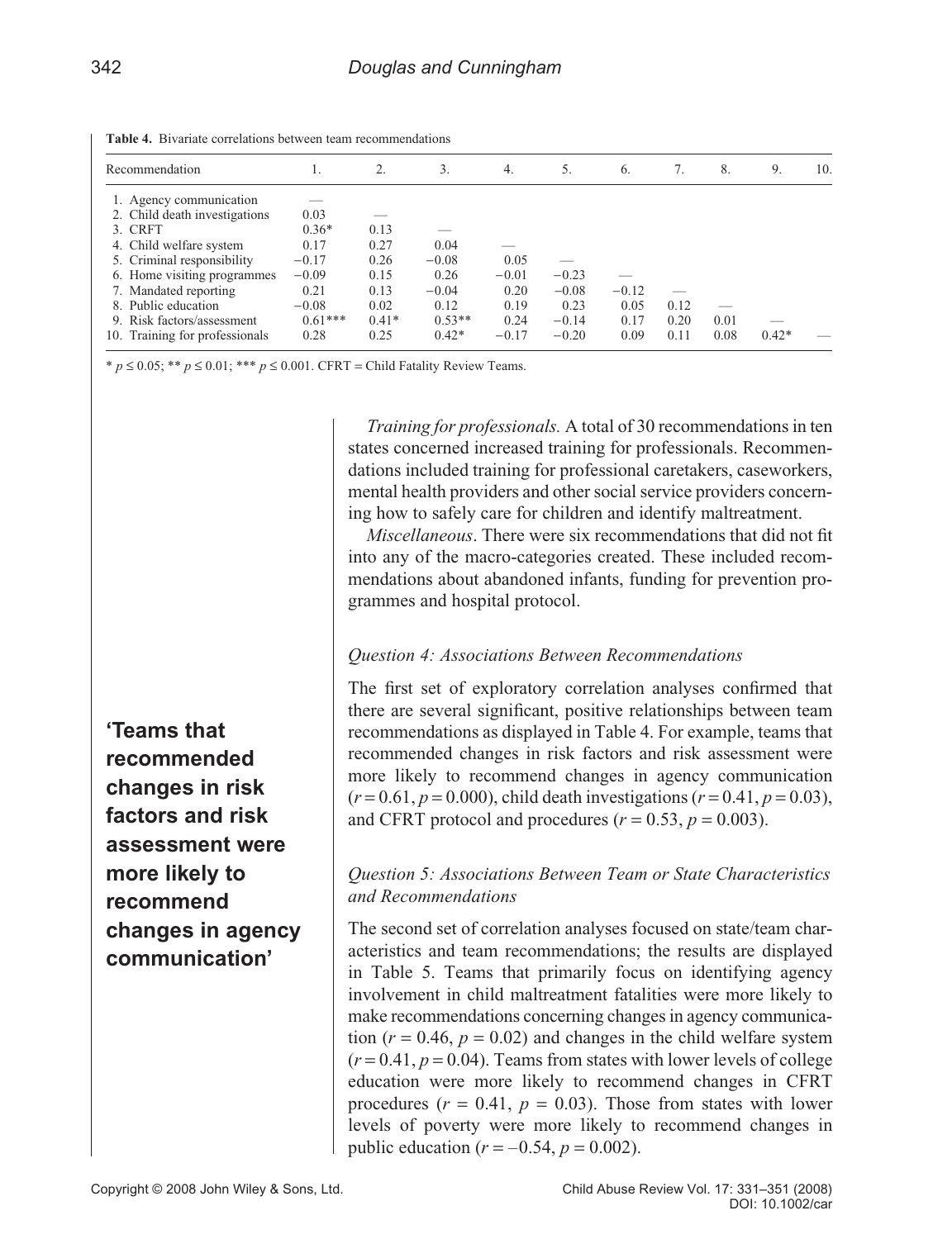**Table 4.** Bivariate correlations between team recommendations

| Recommendation | 1. | 2. | 3. | 4. | 5. | 6. | 7. | 8. | 9. | 10. |
|---|---|---|---|---|---|---|---|---|---|---|
| 1. Agency communication | — | | | | | | | | | |
| 2. Child death investigations | 0.03 | — | | | | | | | | |
| 3. CRFT | 0.36* | 0.13 | — | | | | | | | |
| 4. Child welfare system | 0.17 | 0.27 | 0.04 | — | | | | | | |
| 5. Criminal responsibility | −0.17 | 0.26 | −0.08 | 0.05 | — | | | | | |
| 6. Home visiting programmes | −0.09 | 0.15 | 0.26 | −0.01 | −0.23 | — | | | | |
| 7. Mandated reporting | 0.21 | 0.13 | −0.04 | 0.20 | −0.08 | −0.12 | — | | | |
| 8. Public education | −0.08 | 0.02 | 0.12 | 0.19 | 0.23 | 0.05 | 0.12 | — | | |
| 9. Risk factors/assessment | 0.61*** | 0.41* | 0.53** | 0.24 | −0.14 | 0.17 | 0.20 | 0.01 | — | |
| 10. Training for professionals | 0.28 | 0.25 | 0.42* | −0.17 | −0.20 | 0.09 | 0.11 | 0.08 | 0.42* | — |

* $p \leq 0.05$; ** $p \leq 0.01$; *** $p \leq 0.001$. CFRT = Child Fatality Review Teams.

*Training for professionals.* A total of 30 recommendations in ten states concerned increased training for professionals. Recommendations included training for professional caretakers, caseworkers, mental health providers and other social service providers concerning how to safely care for children and identify maltreatment.

*Miscellaneous*. There were six recommendations that did not fit into any of the macro-categories created. These included recommendations about abandoned infants, funding for prevention programmes and hospital protocol.

### *Question 4: Associations Between Recommendations*

The first set of exploratory correlation analyses confirmed that there are several significant, positive relationships between team recommendations as displayed in Table 4. For example, teams that recommended changes in risk factors and risk assessment were more likely to recommend changes in agency communication ($r = 0.61$, $p = 0.000$), child death investigations ($r = 0.41$, $p = 0.03$), and CFRT protocol and procedures ($r = 0.53$, $p = 0.003$).

**'Teams that recommended changes in risk factors and risk assessment were more likely to recommend changes in agency communication'**

### *Question 5: Associations Between Team or State Characteristics and Recommendations*

The second set of correlation analyses focused on state/team characteristics and team recommendations; the results are displayed in Table 5. Teams that primarily focus on identifying agency involvement in child maltreatment fatalities were more likely to make recommendations concerning changes in agency communication ($r = 0.46$, $p = 0.02$) and changes in the child welfare system ($r = 0.41$, $p = 0.04$). Teams from states with lower levels of college education were more likely to recommend changes in CFRT procedures ($r = 0.41$, $p = 0.03$). Those from states with lower levels of poverty were more likely to recommend changes in public education ($r = -0.54$, $p = 0.002$).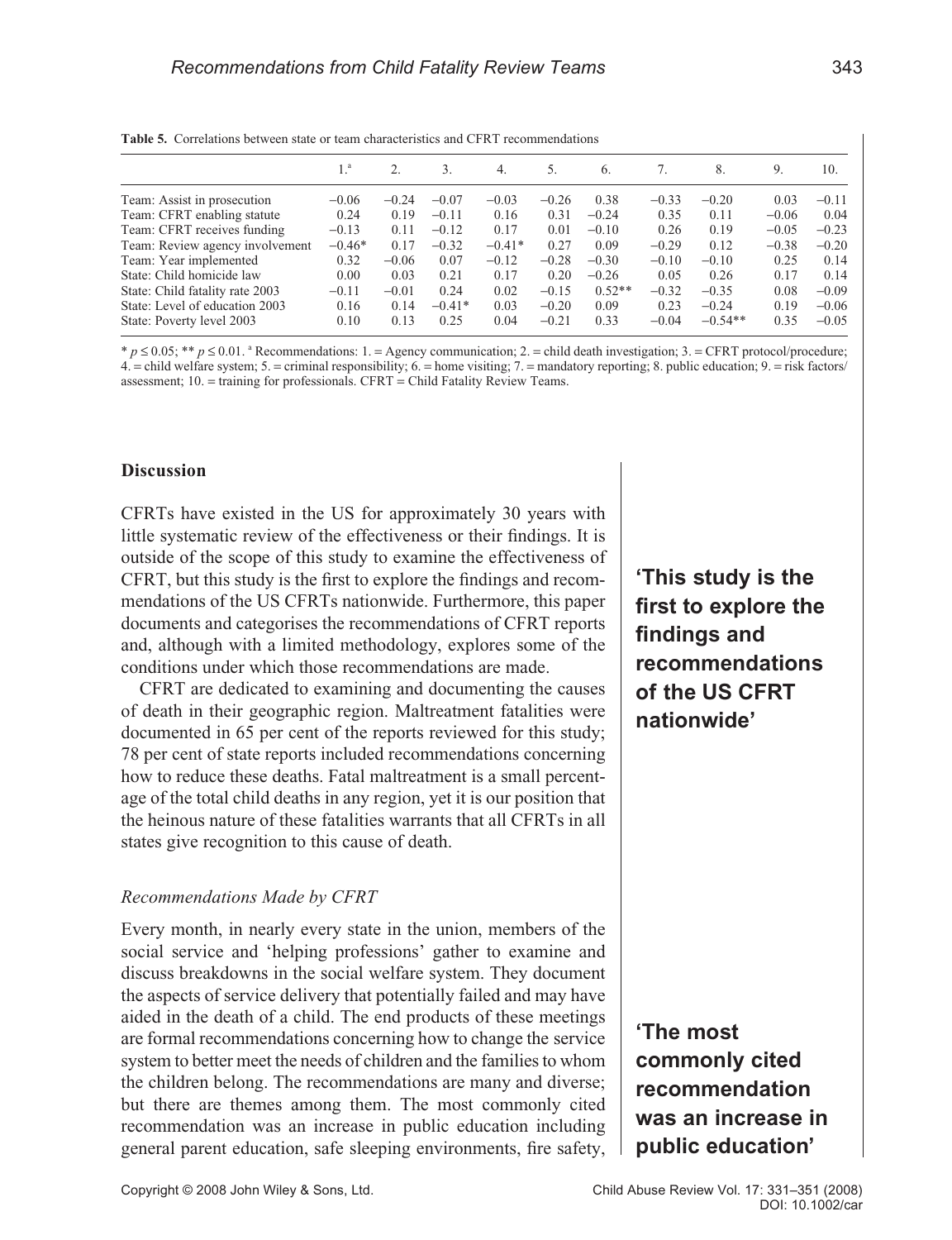**Table 5.** Correlations between state or team characteristics and CFRT recommendations

| | 1.[a] | 2. | 3. | 4. | 5. | 6. | 7. | 8. | 9. | 10. |
|---|---|---|---|---|---|---|---|---|---|---|
| Team: Assist in prosecution | −0.06 | −0.24 | −0.07 | −0.03 | −0.26 | 0.38 | −0.33 | −0.20 | 0.03 | −0.11 |
| Team: CFRT enabling statute | 0.24 | 0.19 | −0.11 | 0.16 | 0.31 | −0.24 | 0.35 | 0.11 | −0.06 | 0.04 |
| Team: CFRT receives funding | −0.13 | 0.11 | −0.12 | 0.17 | 0.01 | −0.10 | 0.26 | 0.19 | −0.05 | −0.23 |
| Team: Review agency involvement | −0.46* | 0.17 | −0.32 | −0.41* | 0.27 | 0.09 | −0.29 | 0.12 | −0.38 | −0.20 |
| Team: Year implemented | 0.32 | −0.06 | 0.07 | −0.12 | −0.28 | −0.30 | −0.10 | −0.10 | 0.25 | 0.14 |
| State: Child homicide law | 0.00 | 0.03 | 0.21 | 0.17 | 0.20 | −0.26 | 0.05 | 0.26 | 0.17 | 0.14 |
| State: Child fatality rate 2003 | −0.11 | −0.01 | 0.24 | 0.02 | −0.15 | 0.52** | −0.32 | −0.35 | 0.08 | −0.09 |
| State: Level of education 2003 | 0.16 | 0.14 | −0.41* | 0.03 | −0.20 | 0.09 | 0.23 | −0.24 | 0.19 | −0.06 |
| State: Poverty level 2003 | 0.10 | 0.13 | 0.25 | 0.04 | −0.21 | 0.33 | −0.04 | −0.54** | 0.35 | −0.05 |

* $p \leq 0.05$; ** $p \leq 0.01$. [a] Recommendations: 1. = Agency communication; 2. = child death investigation; 3. = CFRT protocol/procedure; 4. = child welfare system; 5. = criminal responsibility; 6. = home visiting; 7. = mandatory reporting; 8. public education; 9. = risk factors/assessment; 10. = training for professionals. CFRT = Child Fatality Review Teams.

## Discussion

CFRTs have existed in the US for approximately 30 years with little systematic review of the effectiveness or their findings. It is outside of the scope of this study to examine the effectiveness of CFRT, but this study is the first to explore the findings and recommendations of the US CFRTs nationwide. Furthermore, this paper documents and categorises the recommendations of CFRT reports and, although with a limited methodology, explores some of the conditions under which those recommendations are made.

**'This study is the first to explore the findings and recommendations of the US CFRT nationwide'**

CFRT are dedicated to examining and documenting the causes of death in their geographic region. Maltreatment fatalities were documented in 65 per cent of the reports reviewed for this study; 78 per cent of state reports included recommendations concerning how to reduce these deaths. Fatal maltreatment is a small percentage of the total child deaths in any region, yet it is our position that the heinous nature of these fatalities warrants that all CFRTs in all states give recognition to this cause of death.

### *Recommendations Made by CFRT*

Every month, in nearly every state in the union, members of the social service and 'helping professions' gather to examine and discuss breakdowns in the social welfare system. They document the aspects of service delivery that potentially failed and may have aided in the death of a child. The end products of these meetings are formal recommendations concerning how to change the service system to better meet the needs of children and the families to whom the children belong. The recommendations are many and diverse; but there are themes among them. The most commonly cited recommendation was an increase in public education including general parent education, safe sleeping environments, fire safety,

**'The most commonly cited recommendation was an increase in public education'**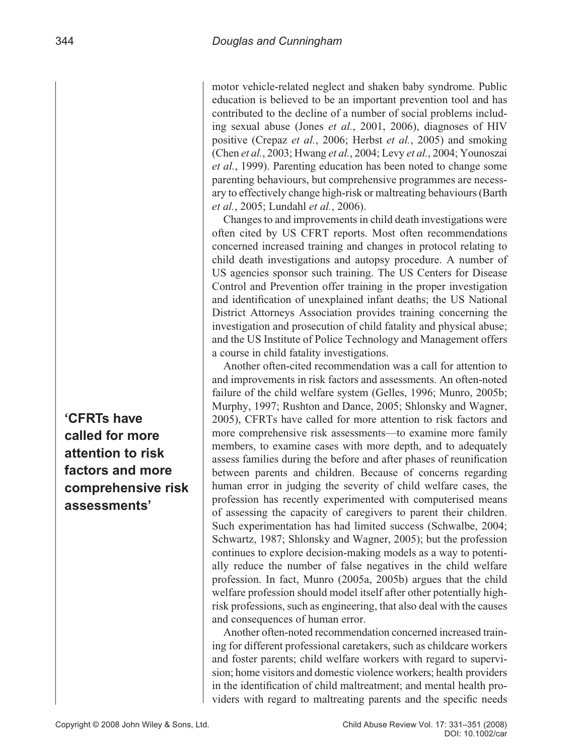motor vehicle-related neglect and shaken baby syndrome. Public education is believed to be an important prevention tool and has contributed to the decline of a number of social problems including sexual abuse (Jones *et al.*, 2001, 2006), diagnoses of HIV positive (Crepaz *et al.*, 2006; Herbst *et al.*, 2005) and smoking (Chen *et al.*, 2003; Hwang *et al.*, 2004; Levy *et al.*, 2004; Younoszai *et al.*, 1999). Parenting education has been noted to change some parenting behaviours, but comprehensive programmes are necessary to effectively change high-risk or maltreating behaviours (Barth *et al.*, 2005; Lundahl *et al.*, 2006).

Changes to and improvements in child death investigations were often cited by US CFRT reports. Most often recommendations concerned increased training and changes in protocol relating to child death investigations and autopsy procedure. A number of US agencies sponsor such training. The US Centers for Disease Control and Prevention offer training in the proper investigation and identification of unexplained infant deaths; the US National District Attorneys Association provides training concerning the investigation and prosecution of child fatality and physical abuse; and the US Institute of Police Technology and Management offers a course in child fatality investigations.

**'CFRTs have called for more attention to risk factors and more comprehensive risk assessments'**

Another often-cited recommendation was a call for attention to and improvements in risk factors and assessments. An often-noted failure of the child welfare system (Gelles, 1996; Munro, 2005b; Murphy, 1997; Rushton and Dance, 2005; Shlonsky and Wagner, 2005), CFRTs have called for more attention to risk factors and more comprehensive risk assessments—to examine more family members, to examine cases with more depth, and to adequately assess families during the before and after phases of reunification between parents and children. Because of concerns regarding human error in judging the severity of child welfare cases, the profession has recently experimented with computerised means of assessing the capacity of caregivers to parent their children. Such experimentation has had limited success (Schwalbe, 2004; Schwartz, 1987; Shlonsky and Wagner, 2005); but the profession continues to explore decision-making models as a way to potentially reduce the number of false negatives in the child welfare profession. In fact, Munro (2005a, 2005b) argues that the child welfare profession should model itself after other potentially high-risk professions, such as engineering, that also deal with the causes and consequences of human error.

Another often-noted recommendation concerned increased training for different professional caretakers, such as childcare workers and foster parents; child welfare workers with regard to supervision; home visitors and domestic violence workers; health providers in the identification of child maltreatment; and mental health providers with regard to maltreating parents and the specific needs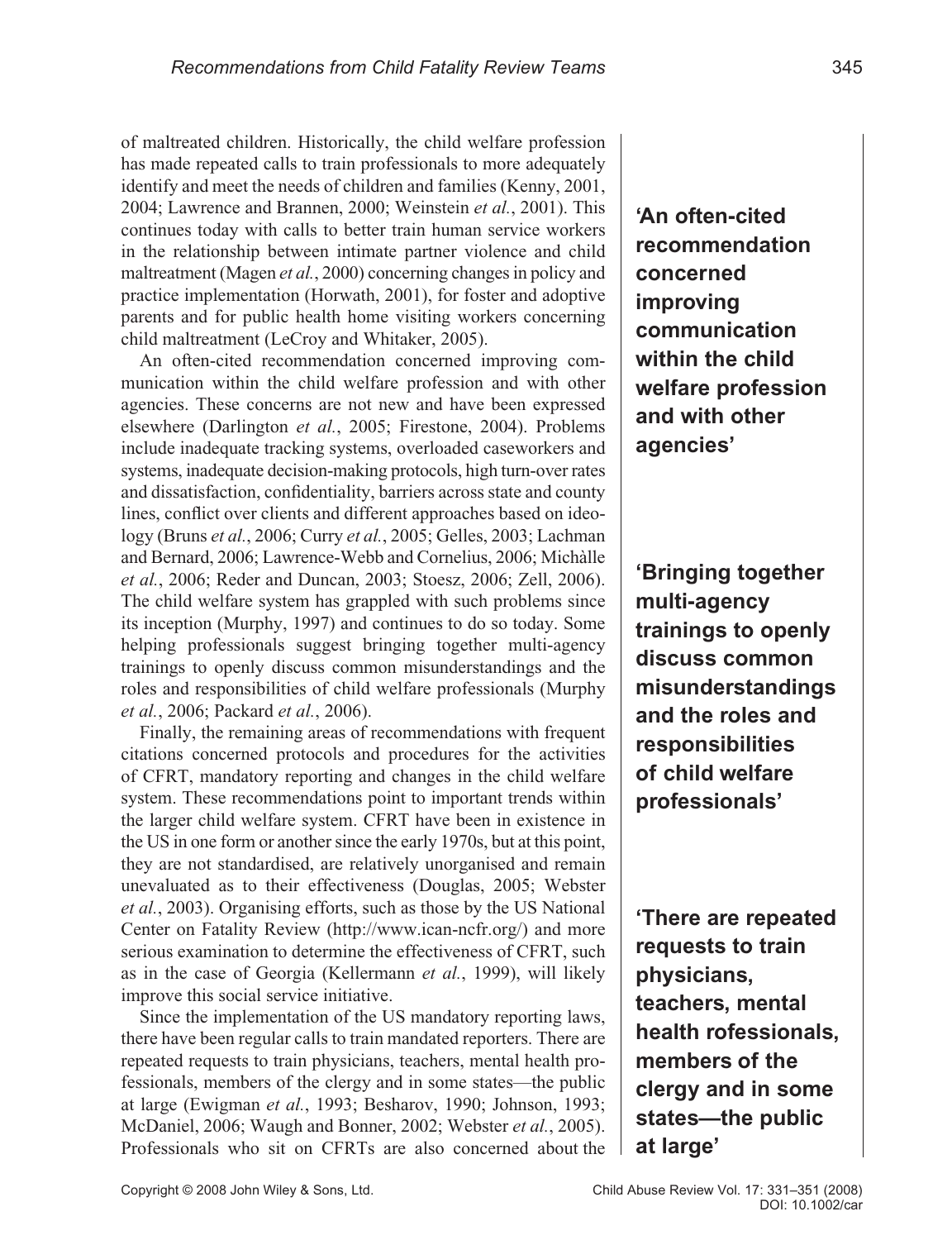of maltreated children. Historically, the child welfare profession has made repeated calls to train professionals to more adequately identify and meet the needs of children and families (Kenny, 2001, 2004; Lawrence and Brannen, 2000; Weinstein *et al.*, 2001). This continues today with calls to better train human service workers in the relationship between intimate partner violence and child maltreatment (Magen *et al.*, 2000) concerning changes in policy and practice implementation (Horwath, 2001), for foster and adoptive parents and for public health home visiting workers concerning child maltreatment (LeCroy and Whitaker, 2005).

An often-cited recommendation concerned improving communication within the child welfare profession and with other agencies. These concerns are not new and have been expressed elsewhere (Darlington *et al.*, 2005; Firestone, 2004). Problems include inadequate tracking systems, overloaded caseworkers and systems, inadequate decision-making protocols, high turn-over rates and dissatisfaction, confidentiality, barriers across state and county lines, conflict over clients and different approaches based on ideology (Bruns *et al.*, 2006; Curry *et al.*, 2005; Gelles, 2003; Lachman and Bernard, 2006; Lawrence-Webb and Cornelius, 2006; Michàlle *et al.*, 2006; Reder and Duncan, 2003; Stoesz, 2006; Zell, 2006). The child welfare system has grappled with such problems since its inception (Murphy, 1997) and continues to do so today. Some helping professionals suggest bringing together multi-agency trainings to openly discuss common misunderstandings and the roles and responsibilities of child welfare professionals (Murphy *et al.*, 2006; Packard *et al.*, 2006).

**'An often-cited recommendation concerned improving communication within the child welfare profession and with other agencies'**

**'Bringing together multi-agency trainings to openly discuss common misunderstandings and the roles and responsibilities of child welfare professionals'**

Finally, the remaining areas of recommendations with frequent citations concerned protocols and procedures for the activities of CFRT, mandatory reporting and changes in the child welfare system. These recommendations point to important trends within the larger child welfare system. CFRT have been in existence in the US in one form or another since the early 1970s, but at this point, they are not standardised, are relatively unorganised and remain unevaluated as to their effectiveness (Douglas, 2005; Webster *et al.*, 2003). Organising efforts, such as those by the US National Center on Fatality Review (http://www.ican-ncfr.org/) and more serious examination to determine the effectiveness of CFRT, such as in the case of Georgia (Kellermann *et al.*, 1999), will likely improve this social service initiative.

Since the implementation of the US mandatory reporting laws, there have been regular calls to train mandated reporters. There are repeated requests to train physicians, teachers, mental health professionals, members of the clergy and in some states—the public at large (Ewigman *et al.*, 1993; Besharov, 1990; Johnson, 1993; McDaniel, 2006; Waugh and Bonner, 2002; Webster *et al.*, 2005). Professionals who sit on CFRTs are also concerned about the

**'There are repeated requests to train physicians, teachers, mental health rofessionals, members of the clergy and in some states—the public at large'**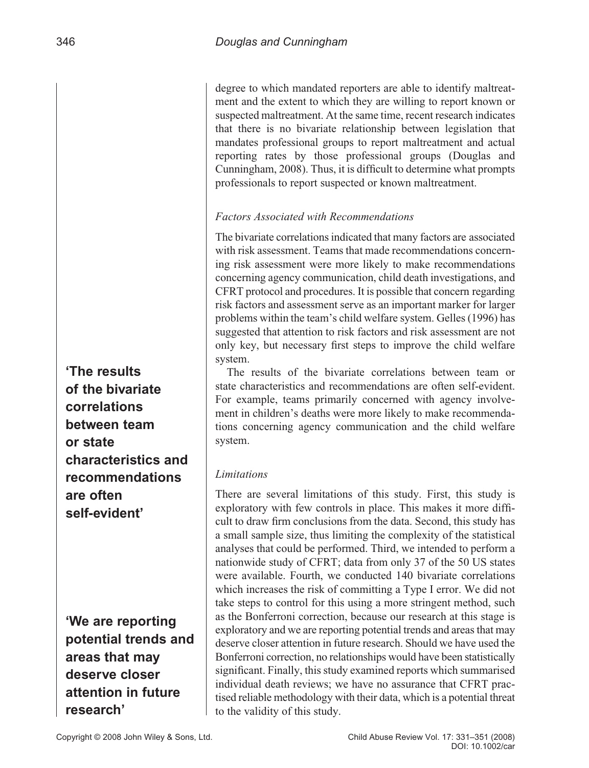degree to which mandated reporters are able to identify maltreatment and the extent to which they are willing to report known or suspected maltreatment. At the same time, recent research indicates that there is no bivariate relationship between legislation that mandates professional groups to report maltreatment and actual reporting rates by those professional groups (Douglas and Cunningham, 2008). Thus, it is difficult to determine what prompts professionals to report suspected or known maltreatment.

### *Factors Associated with Recommendations*

The bivariate correlations indicated that many factors are associated with risk assessment. Teams that made recommendations concerning risk assessment were more likely to make recommendations concerning agency communication, child death investigations, and CFRT protocol and procedures. It is possible that concern regarding risk factors and assessment serve as an important marker for larger problems within the team's child welfare system. Gelles (1996) has suggested that attention to risk factors and risk assessment are not only key, but necessary first steps to improve the child welfare system.

**'The results of the bivariate correlations between team or state characteristics and recommendations are often self-evident'**

The results of the bivariate correlations between team or state characteristics and recommendations are often self-evident. For example, teams primarily concerned with agency involvement in children's deaths were more likely to make recommendations concerning agency communication and the child welfare system.

### *Limitations*

**'We are reporting potential trends and areas that may deserve closer attention in future research'**

There are several limitations of this study. First, this study is exploratory with few controls in place. This makes it more difficult to draw firm conclusions from the data. Second, this study has a small sample size, thus limiting the complexity of the statistical analyses that could be performed. Third, we intended to perform a nationwide study of CFRT; data from only 37 of the 50 US states were available. Fourth, we conducted 140 bivariate correlations which increases the risk of committing a Type I error. We did not take steps to control for this using a more stringent method, such as the Bonferroni correction, because our research at this stage is exploratory and we are reporting potential trends and areas that may deserve closer attention in future research. Should we have used the Bonferroni correction, no relationships would have been statistically significant. Finally, this study examined reports which summarised individual death reviews; we have no assurance that CFRT practised reliable methodology with their data, which is a potential threat to the validity of this study.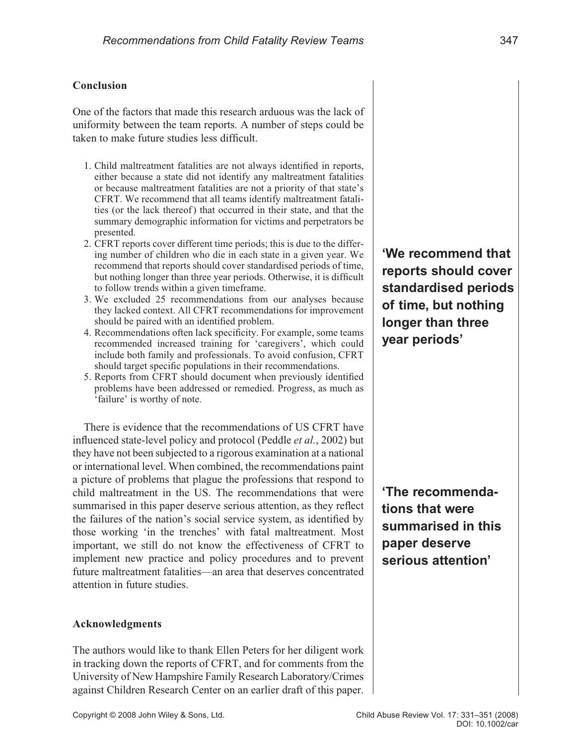## Conclusion

One of the factors that made this research arduous was the lack of uniformity between the team reports. A number of steps could be taken to make future studies less difficult.

1. Child maltreatment fatalities are not always identified in reports, either because a state did not identify any maltreatment fatalities or because maltreatment fatalities are not a priority of that state's CFRT. We recommend that all teams identify maltreatment fatalities (or the lack thereof) that occurred in their state, and that the summary demographic information for victims and perpetrators be presented.
2. CFRT reports cover different time periods; this is due to the differing number of children who die in each state in a given year. We recommend that reports should cover standardised periods of time, but nothing longer than three year periods. Otherwise, it is difficult to follow trends within a given timeframe.
3. We excluded 25 recommendations from our analyses because they lacked context. All CFRT recommendations for improvement should be paired with an identified problem.
4. Recommendations often lack specificity. For example, some teams recommended increased training for 'caregivers', which could include both family and professionals. To avoid confusion, CFRT should target specific populations in their recommendations.
5. Reports from CFRT should document when previously identified problems have been addressed or remedied. Progress, as much as 'failure' is worthy of note.

**'We recommend that reports should cover standardised periods of time, but nothing longer than three year periods'**

There is evidence that the recommendations of US CFRT have influenced state-level policy and protocol (Peddle *et al.*, 2002) but they have not been subjected to a rigorous examination at a national or international level. When combined, the recommendations paint a picture of problems that plague the professions that respond to child maltreatment in the US. The recommendations that were summarised in this paper deserve serious attention, as they reflect the failures of the nation's social service system, as identified by those working 'in the trenches' with fatal maltreatment. Most important, we still do not know the effectiveness of CFRT to implement new practice and policy procedures and to prevent future maltreatment fatalities—an area that deserves concentrated attention in future studies.

**'The recommendations that were summarised in this paper deserve serious attention'**

## Acknowledgments

The authors would like to thank Ellen Peters for her diligent work in tracking down the reports of CFRT, and for comments from the University of New Hampshire Family Research Laboratory/Crimes against Children Research Center on an earlier draft of this paper.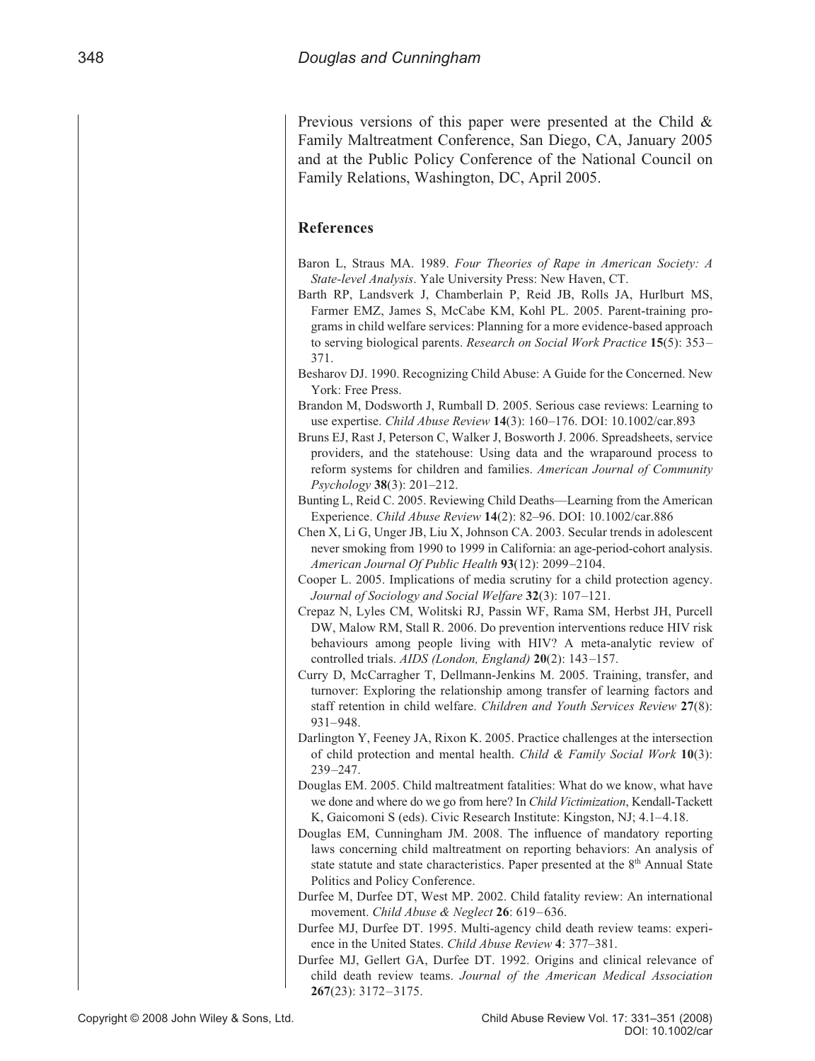Previous versions of this paper were presented at the Child & Family Maltreatment Conference, San Diego, CA, January 2005 and at the Public Policy Conference of the National Council on Family Relations, Washington, DC, April 2005.

## References

Baron L, Straus MA. 1989. *Four Theories of Rape in American Society: A State-level Analysis*. Yale University Press: New Haven, CT.

Barth RP, Landsverk J, Chamberlain P, Reid JB, Rolls JA, Hurlburt MS, Farmer EMZ, James S, McCabe KM, Kohl PL. 2005. Parent-training programs in child welfare services: Planning for a more evidence-based approach to serving biological parents. *Research on Social Work Practice* **15**(5): 353–371.

Besharov DJ. 1990. Recognizing Child Abuse: A Guide for the Concerned. New York: Free Press.

Brandon M, Dodsworth J, Rumball D. 2005. Serious case reviews: Learning to use expertise. *Child Abuse Review* **14**(3): 160–176. DOI: 10.1002/car.893

Bruns EJ, Rast J, Peterson C, Walker J, Bosworth J. 2006. Spreadsheets, service providers, and the statehouse: Using data and the wraparound process to reform systems for children and families. *American Journal of Community Psychology* **38**(3): 201–212.

Bunting L, Reid C. 2005. Reviewing Child Deaths—Learning from the American Experience. *Child Abuse Review* **14**(2): 82–96. DOI: 10.1002/car.886

Chen X, Li G, Unger JB, Liu X, Johnson CA. 2003. Secular trends in adolescent never smoking from 1990 to 1999 in California: an age-period-cohort analysis. *American Journal Of Public Health* **93**(12): 2099–2104.

Cooper L. 2005. Implications of media scrutiny for a child protection agency. *Journal of Sociology and Social Welfare* **32**(3): 107–121.

Crepaz N, Lyles CM, Wolitski RJ, Passin WF, Rama SM, Herbst JH, Purcell DW, Malow RM, Stall R. 2006. Do prevention interventions reduce HIV risk behaviours among people living with HIV? A meta-analytic review of controlled trials. *AIDS (London, England)* **20**(2): 143–157.

Curry D, McCarragher T, Dellmann-Jenkins M. 2005. Training, transfer, and turnover: Exploring the relationship among transfer of learning factors and staff retention in child welfare. *Children and Youth Services Review* **27**(8): 931–948.

Darlington Y, Feeney JA, Rixon K. 2005. Practice challenges at the intersection of child protection and mental health. *Child & Family Social Work* **10**(3): 239–247.

Douglas EM. 2005. Child maltreatment fatalities: What do we know, what have we done and where do we go from here? In *Child Victimization*, Kendall-Tackett K, Gaicomoni S (eds). Civic Research Institute: Kingston, NJ; 4.1–4.18.

Douglas EM, Cunningham JM. 2008. The influence of mandatory reporting laws concerning child maltreatment on reporting behaviors: An analysis of state statute and state characteristics. Paper presented at the 8th Annual State Politics and Policy Conference.

Durfee M, Durfee DT, West MP. 2002. Child fatality review: An international movement. *Child Abuse & Neglect* **26**: 619–636.

Durfee MJ, Durfee DT. 1995. Multi-agency child death review teams: experience in the United States. *Child Abuse Review* **4**: 377–381.

Durfee MJ, Gellert GA, Durfee DT. 1992. Origins and clinical relevance of child death review teams. *Journal of the American Medical Association* **267**(23): 3172–3175.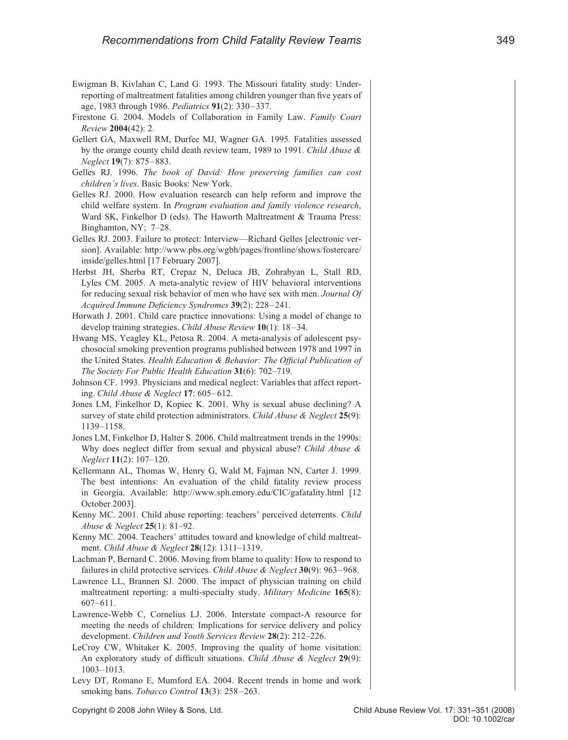Ewigman B, Kivlahan C, Land G. 1993. The Missouri fatality study: Underreporting of maltreatment fatalities among children younger than five years of age, 1983 through 1986. *Pediatrics* **91**(2): 330–337.

Firestone G. 2004. Models of Collaboration in Family Law. *Family Court Review* **2004**(42): 2.

Gellert GA, Maxwell RM, Durfee MJ, Wagner GA. 1995. Fatalities assessed by the orange county child death review team, 1989 to 1991. *Child Abuse & Neglect* **19**(7): 875–883.

Gelles RJ. 1996. *The book of David: How preserving families can cost children's lives*. Basic Books: New York.

Gelles RJ. 2000. How evaluation research can help reform and improve the child welfare system. In *Program evaluation and family violence research*, Ward SK, Finkelhor D (eds). The Haworth Maltreatment & Trauma Press: Binghamton, NY; 7–28.

Gelles RJ. 2003. Failure to protect: Interview—Richard Gelles [electronic version]. Available: http://www.pbs.org/wgbh/pages/frontline/shows/fostercare/inside/gelles.html [17 February 2007].

Herbst JH, Sherba RT, Crepaz N, Deluca JB, Zohrabyan L, Stall RD, Lyles CM. 2005. A meta-analytic review of HIV behavioral interventions for reducing sexual risk behavior of men who have sex with men. *Journal Of Acquired Immune Deficiency Syndromes* **39**(2): 228–241.

Horwath J. 2001. Child care practice innovations: Using a model of change to develop training strategies. *Child Abuse Review* **10**(1): 18–34.

Hwang MS, Yeagley KL, Petosa R. 2004. A meta-analysis of adolescent psychosocial smoking prevention programs published between 1978 and 1997 in the United States. *Health Education & Behavior: The Official Publication of The Society For Public Health Education* **31**(6): 702–719.

Johnson CF. 1993. Physicians and medical neglect: Variables that affect reporting. *Child Abuse & Neglect* **17**: 605–612.

Jones LM, Finkelhor D, Kopiec K. 2001. Why is sexual abuse declining? A survey of state child protection administrators. *Child Abuse & Neglect* **25**(9): 1139–1158.

Jones LM, Finkelhor D, Halter S. 2006. Child maltreatment trends in the 1990s: Why does neglect differ from sexual and physical abuse? *Child Abuse & Neglect* **11**(2): 107–120.

Kellermann AL, Thomas W, Henry G, Wald M, Fajman NN, Carter J. 1999. The best intentions: An evaluation of the child fatality review process in Georgia. Available: http://www.sph.emory.edu/CIC/gafatality.html [12 October 2003].

Kenny MC. 2001. Child abuse reporting: teachers' perceived deterrents. *Child Abuse & Neglect* **25**(1): 81–92.

Kenny MC. 2004. Teachers' attitudes toward and knowledge of child maltreatment. *Child Abuse & Neglect* **28**(12): 1311–1319.

Lachman P, Bernard C. 2006. Moving from blame to quality: How to respond to failures in child protective services. *Child Abuse & Neglect* **30**(9): 963–968.

Lawrence LL, Brannen SJ. 2000. The impact of physician training on child maltreatment reporting: a multi-specialty study. *Military Medicine* **165**(8): 607–611.

Lawrence-Webb C, Cornelius LJ. 2006. Interstate compact-A resource for meeting the needs of children: Implications for service delivery and policy development. *Children and Youth Services Review* **28**(2): 212–226.

LeCroy CW, Whitaker K. 2005. Improving the quality of home visitation: An exploratory study of difficult situations. *Child Abuse & Neglect* **29**(9): 1003–1013.

Levy DT, Romano E, Mumford EA. 2004. Recent trends in home and work smoking bans. *Tobacco Control* **13**(3): 258–263.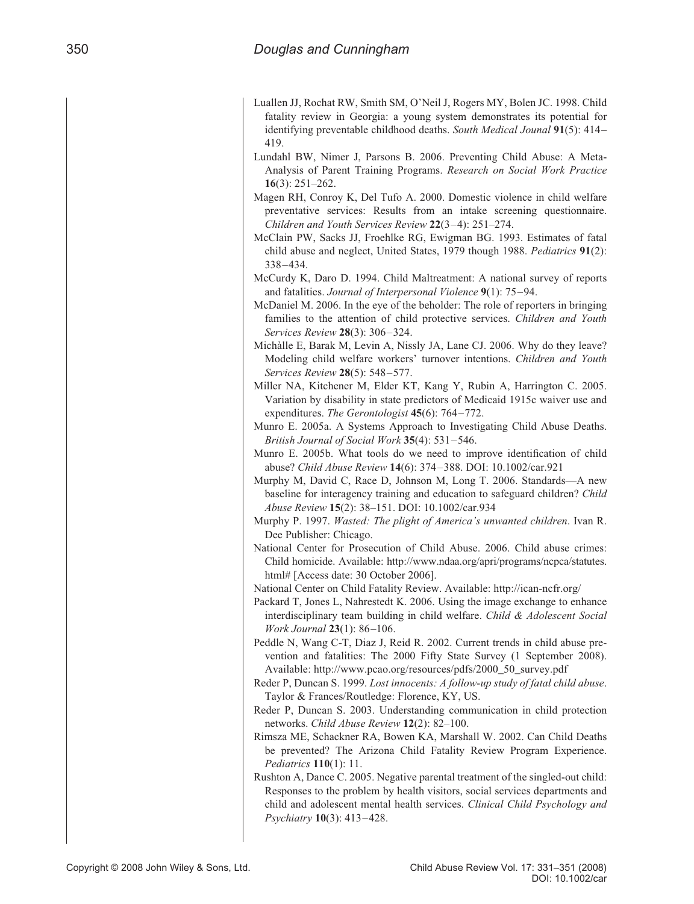Luallen JJ, Rochat RW, Smith SM, O'Neil J, Rogers MY, Bolen JC. 1998. Child fatality review in Georgia: a young system demonstrates its potential for identifying preventable childhood deaths. *South Medical Jounal* **91**(5): 414–419.

Lundahl BW, Nimer J, Parsons B. 2006. Preventing Child Abuse: A Meta-Analysis of Parent Training Programs. *Research on Social Work Practice* **16**(3): 251–262.

Magen RH, Conroy K, Del Tufo A. 2000. Domestic violence in child welfare preventative services: Results from an intake screening questionnaire. *Children and Youth Services Review* **22**(3–4): 251–274.

McClain PW, Sacks JJ, Froehlke RG, Ewigman BG. 1993. Estimates of fatal child abuse and neglect, United States, 1979 though 1988. *Pediatrics* **91**(2): 338–434.

McCurdy K, Daro D. 1994. Child Maltreatment: A national survey of reports and fatalities. *Journal of Interpersonal Violence* **9**(1): 75–94.

McDaniel M. 2006. In the eye of the beholder: The role of reporters in bringing families to the attention of child protective services. *Children and Youth Services Review* **28**(3): 306–324.

Michàlle E, Barak M, Levin A, Nissly JA, Lane CJ. 2006. Why do they leave? Modeling child welfare workers' turnover intentions. *Children and Youth Services Review* **28**(5): 548–577.

Miller NA, Kitchener M, Elder KT, Kang Y, Rubin A, Harrington C. 2005. Variation by disability in state predictors of Medicaid 1915c waiver use and expenditures. *The Gerontologist* **45**(6): 764–772.

Munro E. 2005a. A Systems Approach to Investigating Child Abuse Deaths. *British Journal of Social Work* **35**(4): 531–546.

Munro E. 2005b. What tools do we need to improve identification of child abuse? *Child Abuse Review* **14**(6): 374–388. DOI: 10.1002/car.921

Murphy M, David C, Race D, Johnson M, Long T. 2006. Standards—A new baseline for interagency training and education to safeguard children? *Child Abuse Review* **15**(2): 38–151. DOI: 10.1002/car.934

Murphy P. 1997. *Wasted: The plight of America's unwanted children*. Ivan R. Dee Publisher: Chicago.

National Center for Prosecution of Child Abuse. 2006. Child abuse crimes: Child homicide. Available: http://www.ndaa.org/apri/programs/ncpca/statutes.html# [Access date: 30 October 2006].

National Center on Child Fatality Review. Available: http://ican-ncfr.org/

Packard T, Jones L, Nahrestedt K. 2006. Using the image exchange to enhance interdisciplinary team building in child welfare. *Child & Adolescent Social Work Journal* **23**(1): 86–106.

Peddle N, Wang C-T, Diaz J, Reid R. 2002. Current trends in child abuse prevention and fatalities: The 2000 Fifty State Survey (1 September 2008). Available: http://www.pcao.org/resources/pdfs/2000_50_survey.pdf

Reder P, Duncan S. 1999. *Lost innocents: A follow-up study of fatal child abuse*. Taylor & Frances/Routledge: Florence, KY, US.

Reder P, Duncan S. 2003. Understanding communication in child protection networks. *Child Abuse Review* **12**(2): 82–100.

Rimsza ME, Schackner RA, Bowen KA, Marshall W. 2002. Can Child Deaths be prevented? The Arizona Child Fatality Review Program Experience. *Pediatrics* **110**(1): 11.

Rushton A, Dance C. 2005. Negative parental treatment of the singled-out child: Responses to the problem by health visitors, social services departments and child and adolescent mental health services. *Clinical Child Psychology and Psychiatry* **10**(3): 413–428.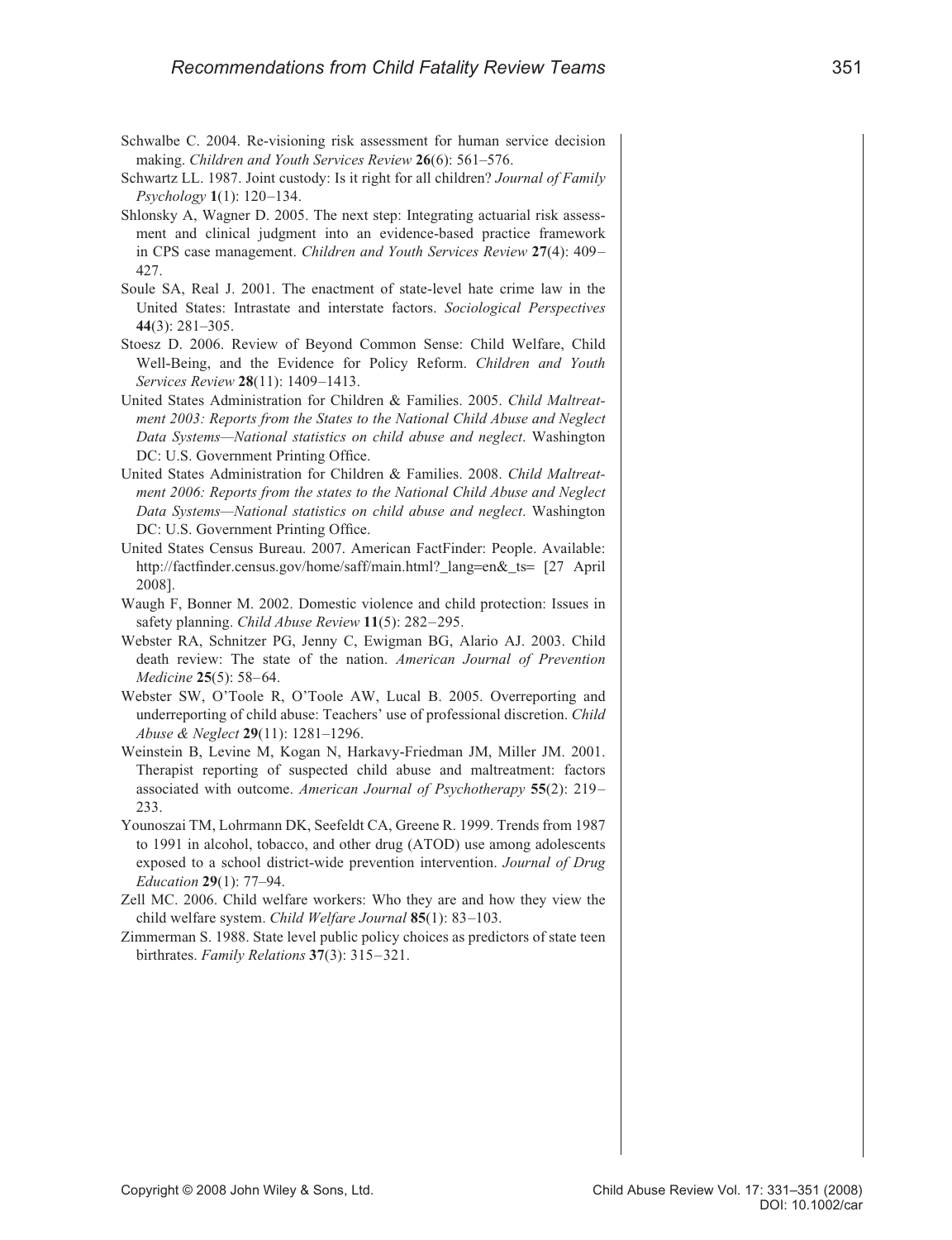Schwalbe C. 2004. Re-visioning risk assessment for human service decision making. *Children and Youth Services Review* **26**(6): 561–576.

Schwartz LL. 1987. Joint custody: Is it right for all children? *Journal of Family Psychology* **1**(1): 120–134.

Shlonsky A, Wagner D. 2005. The next step: Integrating actuarial risk assessment and clinical judgment into an evidence-based practice framework in CPS case management. *Children and Youth Services Review* **27**(4): 409–427.

Soule SA, Real J. 2001. The enactment of state-level hate crime law in the United States: Intrastate and interstate factors. *Sociological Perspectives* **44**(3): 281–305.

Stoesz D. 2006. Review of Beyond Common Sense: Child Welfare, Child Well-Being, and the Evidence for Policy Reform. *Children and Youth Services Review* **28**(11): 1409–1413.

United States Administration for Children & Families. 2005. *Child Maltreatment 2003: Reports from the States to the National Child Abuse and Neglect Data Systems—National statistics on child abuse and neglect*. Washington DC: U.S. Government Printing Office.

United States Administration for Children & Families. 2008. *Child Maltreatment 2006: Reports from the states to the National Child Abuse and Neglect Data Systems—National statistics on child abuse and neglect*. Washington DC: U.S. Government Printing Office.

United States Census Bureau. 2007. American FactFinder: People. Available: http://factfinder.census.gov/home/saff/main.html?_lang=en&_ts= [27 April 2008].

Waugh F, Bonner M. 2002. Domestic violence and child protection: Issues in safety planning. *Child Abuse Review* **11**(5): 282–295.

Webster RA, Schnitzer PG, Jenny C, Ewigman BG, Alario AJ. 2003. Child death review: The state of the nation. *American Journal of Prevention Medicine* **25**(5): 58–64.

Webster SW, O'Toole R, O'Toole AW, Lucal B. 2005. Overreporting and underreporting of child abuse: Teachers' use of professional discretion. *Child Abuse & Neglect* **29**(11): 1281–1296.

Weinstein B, Levine M, Kogan N, Harkavy-Friedman JM, Miller JM. 2001. Therapist reporting of suspected child abuse and maltreatment: factors associated with outcome. *American Journal of Psychotherapy* **55**(2): 219–233.

Younoszai TM, Lohrmann DK, Seefeldt CA, Greene R. 1999. Trends from 1987 to 1991 in alcohol, tobacco, and other drug (ATOD) use among adolescents exposed to a school district-wide prevention intervention. *Journal of Drug Education* **29**(1): 77–94.

Zell MC. 2006. Child welfare workers: Who they are and how they view the child welfare system. *Child Welfare Journal* **85**(1): 83–103.

Zimmerman S. 1988. State level public policy choices as predictors of state teen birthrates. *Family Relations* **37**(3): 315–321.